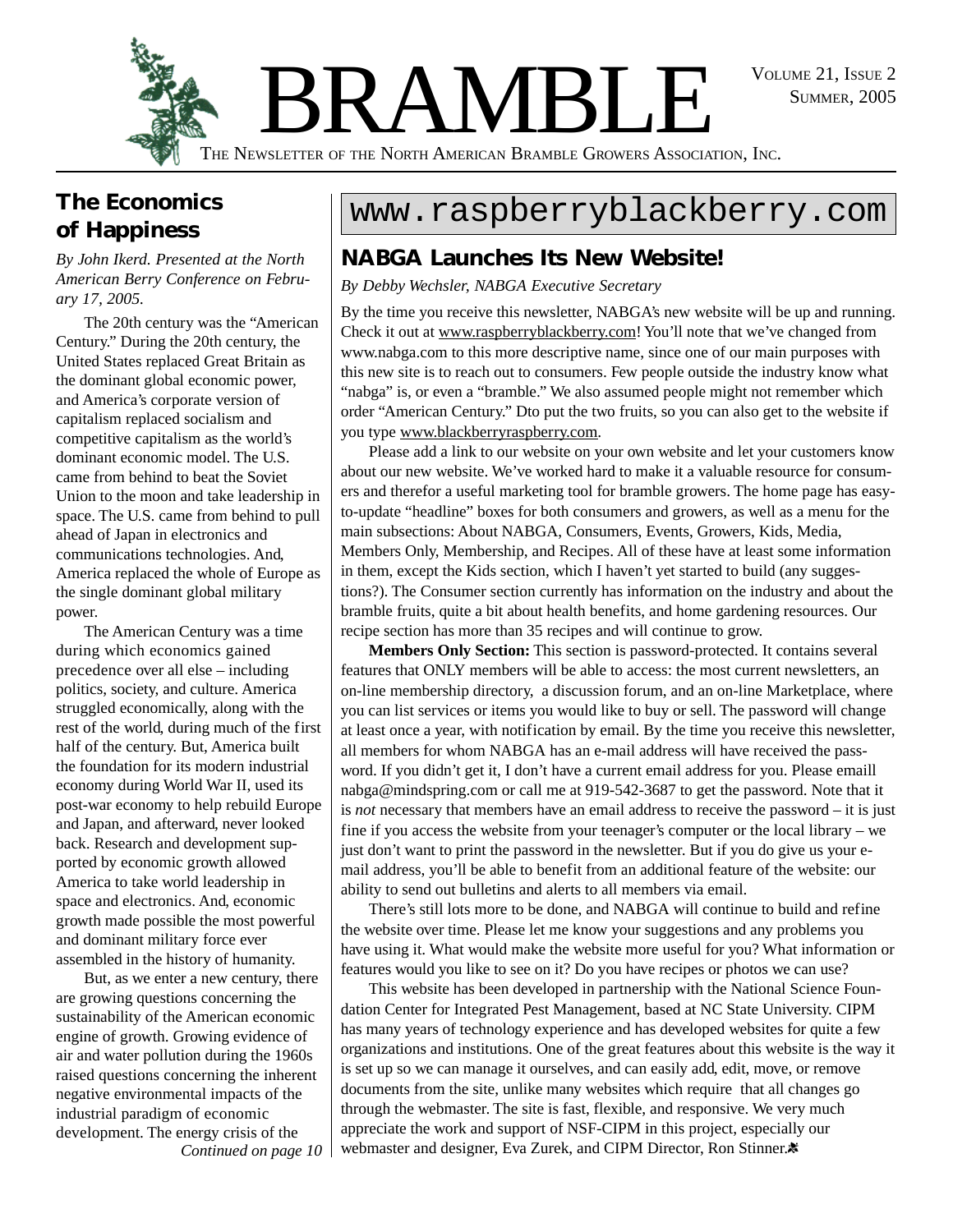# BRAMBLE

THE NEWSLETTER OF THE NORTH AMERICAN BRAMBLE GROWERS ASSOCIATION, INC.

## The Economics of Happiness

*By John Ikerd. Presented at the North American Berry Conference on February 17, 2005.*

The 20th century was the "American Century." During the 20th century, the United States replaced Great Britain as the dominant global economic power, and America's corporate version of capitalism replaced socialism and competitive capitalism as the world's dominant economic model. The U.S. came from behind to beat the Soviet Union to the moon and take leadership in space. The U.S. came from behind to pull ahead of Japan in electronics and communications technologies. And, America replaced the whole of Europe as the single dominant global military power.

The American Century was a time during which economics gained precedence over all else – including politics, society, and culture. America struggled economically, along with the rest of the world, during much of the first half of the century. But, America built the foundation for its modern industrial economy during World War II, used its post-war economy to help rebuild Europe and Japan, and afterward, never looked back. Research and development supported by economic growth allowed America to take world leadership in space and electronics. And, economic growth made possible the most powerful and dominant military force ever assembled in the history of humanity.

But, as we enter a new century, there are growing questions concerning the sustainability of the American economic engine of growth. Growing evidence of air and water pollution during the 1960s raised questions concerning the inherent negative environmental impacts of the industrial paradigm of economic development. The energy crisis of the

*Continued on page 10*

## www.raspberryblackberry.com

## NABGA Launches Its New Website!

*By Debby Wechsler, NABGA Executive Secretary*

By the time you receive this newsletter, NABGA's new website will be up and running. Check it out at www.raspberryblackberry.com! You'll note that we've changed from www.nabga.com to this more descriptive name, since one of our main purposes with this new site is to reach out to consumers. Few people outside the industry know what "nabga" is, or even a "bramble." We also assumed people might not remember which order "American Century." Dto put the two fruits, so you can also get to the website if you type www.blackberryraspberry.com.

Please add a link to our website on your own website and let your customers know about our new website. We've worked hard to make it a valuable resource for consumers and therefor a useful marketing tool for bramble growers. The home page has easy-to-update "headline" boxes for both consumers and growers, as well as a menu for the main subsections: About NABGA, Consumers, Events, Growers, Kids, Media, Members Only, Membership, and Recipes. All of these have at least some information in them, except the Kids section, which I haven't yet started to build (any suggestions?). The Consumer section currently has information on the industry and about the bramble fruits, quite a bit about health benefits, and home gardening resources. Our recipe section has more than 35 recipes and will continue to grow.

**Members Only Section:** This section is password-protected. It contains several features that ONLY members will be able to access: the most current newsletters, an on-line membership directory, a discussion forum, and an on-line Marketplace, where you can list services or items you would like to buy or sell. The password will change at least once a year, with notification by email. By the time you receive this newsletter, all members for whom NABGA has an e-mail address will have received the password. If you didn't get it, I don't have a current email address for you. Please emaill nabga@mindspring.com or call me at 919-542-3687 to get the password. Note that it is *not* necessary that members have an email address to receive the password – it is just fine if you access the website from your teenager's computer or the local library – we just don't want to print the password in the newsletter. But if you do give us your e-mail address, you'll be able to benefit from an additional feature of the website: our ability to send out bulletins and alerts to all members via email.

There's still lots more to be done, and NABGA will continue to build and refine the website over time. Please let me know your suggestions and any problems you have using it. What would make the website more useful for you? What information or features would you like to see on it? Do you have recipes or photos we can use?

This website has been developed in partnership with the National Science Foundation Center for Integrated Pest Management, based at NC State University. CIPM has many years of technology experience and has developed websites for quite a few organizations and institutions. One of the great features about this website is the way it is set up so we can manage it ourselves, and can easily add, edit, move, or remove documents from the site, unlike many websites which require that all changes go through the webmaster. The site is fast, flexible, and responsive. We very much appreciate the work and support of NSF-CIPM in this project, especially our webmaster and designer, Eva Zurek, and CIPM Director, Ron Stinner.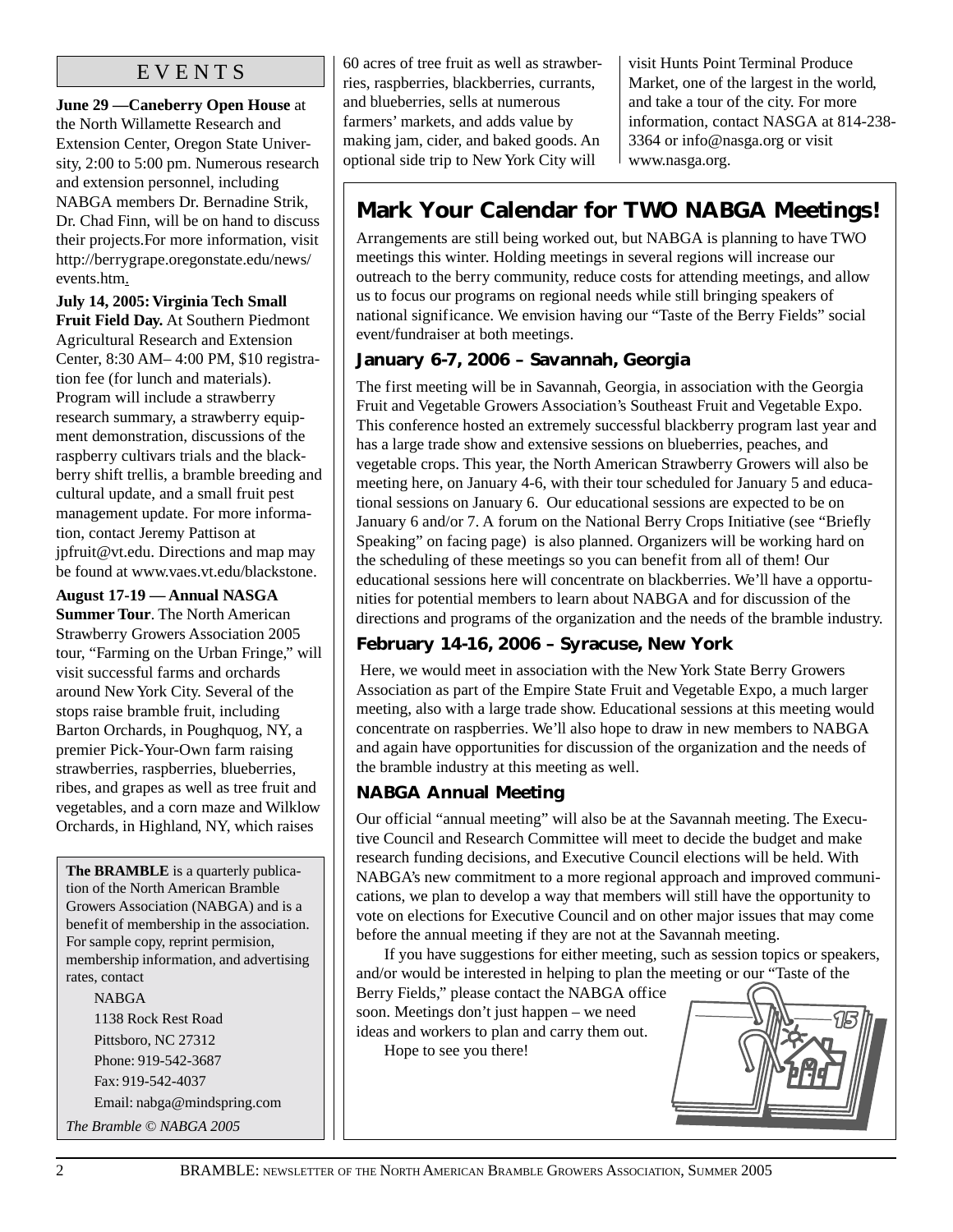## EVENTS

**June 29 —Caneberry Open House** at the North Willamette Research and Extension Center, Oregon State University, 2:00 to 5:00 pm. Numerous research and extension personnel, including NABGA members Dr. Bernadine Strik, Dr. Chad Finn, will be on hand to discuss their projects.For more information, visit http://berrygrape.oregonstate.edu/news/events.htm.

**July 14, 2005: Virginia Tech Small Fruit Field Day.** At Southern Piedmont Agricultural Research and Extension Center, 8:30 AM– 4:00 PM, $10 registration fee (for lunch and materials). Program will include a strawberry research summary, a strawberry equipment demonstration, discussions of the raspberry cultivars trials and the blackberry shift trellis, a bramble breeding and cultural update, and a small fruit pest management update. For more information, contact Jeremy Pattison at jpfruit@vt.edu. Directions and map may be found at www.vaes.vt.edu/blackstone.

**August 17-19 — Annual NASGA Summer Tour**. The North American Strawberry Growers Association 2005 tour, "Farming on the Urban Fringe," will visit successful farms and orchards around New York City. Several of the stops raise bramble fruit, including Barton Orchards, in Poughquog, NY, a premier Pick-Your-Own farm raising strawberries, raspberries, blueberries, ribes, and grapes as well as tree fruit and vegetables, and a corn maze and Wilklow Orchards, in Highland, NY, which raises 60 acres of tree fruit as well as strawberries, raspberries, blackberries, currants, and blueberries, sells at numerous farmers' markets, and adds value by making jam, cider, and baked goods. An optional side trip to New York City will visit Hunts Point Terminal Produce Market, one of the largest in the world, and take a tour of the city. For more information, contact NASGA at 814-238-3364 or info@nasga.org or visit www.nasga.org.

**The BRAMBLE** is a quarterly publication of the North American Bramble Growers Association (NABGA) and is a benefit of membership in the association. For sample copy, reprint permision, membership information, and advertising rates, contact

NABGA
1138 Rock Rest Road
Pittsboro, NC 27312
Phone: 919-542-3687
Fax: 919-542-4037
Email: nabga@mindspring.com

*The Bramble © NABGA 2005*

## Mark Your Calendar for TWO NABGA Meetings!

Arrangements are still being worked out, but NABGA is planning to have TWO meetings this winter. Holding meetings in several regions will increase our outreach to the berry community, reduce costs for attending meetings, and allow us to focus our programs on regional needs while still bringing speakers of national significance. We envision having our "Taste of the Berry Fields" social event/fundraiser at both meetings.

### January 6-7, 2006 – Savannah, Georgia

The first meeting will be in Savannah, Georgia, in association with the Georgia Fruit and Vegetable Growers Association's Southeast Fruit and Vegetable Expo. This conference hosted an extremely successful blackberry program last year and has a large trade show and extensive sessions on blueberries, peaches, and vegetable crops. This year, the North American Strawberry Growers will also be meeting here, on January 4-6, with their tour scheduled for January 5 and educational sessions on January 6. Our educational sessions are expected to be on January 6 and/or 7. A forum on the National Berry Crops Initiative (see "Briefly Speaking" on facing page) is also planned. Organizers will be working hard on the scheduling of these meetings so you can benefit from all of them! Our educational sessions here will concentrate on blackberries. We'll have a opportunities for potential members to learn about NABGA and for discussion of the directions and programs of the organization and the needs of the bramble industry.

### February 14-16, 2006 – Syracuse, New York

Here, we would meet in association with the New York State Berry Growers Association as part of the Empire State Fruit and Vegetable Expo, a much larger meeting, also with a large trade show. Educational sessions at this meeting would concentrate on raspberries. We'll also hope to draw in new members to NABGA and again have opportunities for discussion of the organization and the needs of the bramble industry at this meeting as well.

### NABGA Annual Meeting

Our official "annual meeting" will also be at the Savannah meeting. The Executive Council and Research Committee will meet to decide the budget and make research funding decisions, and Executive Council elections will be held. With NABGA's new commitment to a more regional approach and improved communications, we plan to develop a way that members will still have the opportunity to vote on elections for Executive Council and on other major issues that may come before the annual meeting if they are not at the Savannah meeting.

If you have suggestions for either meeting, such as session topics or speakers, and/or would be interested in helping to plan the meeting or our "Taste of the Berry Fields," please contact the NABGA office soon. Meetings don't just happen – we need ideas and workers to plan and carry them out.

Hope to see you there!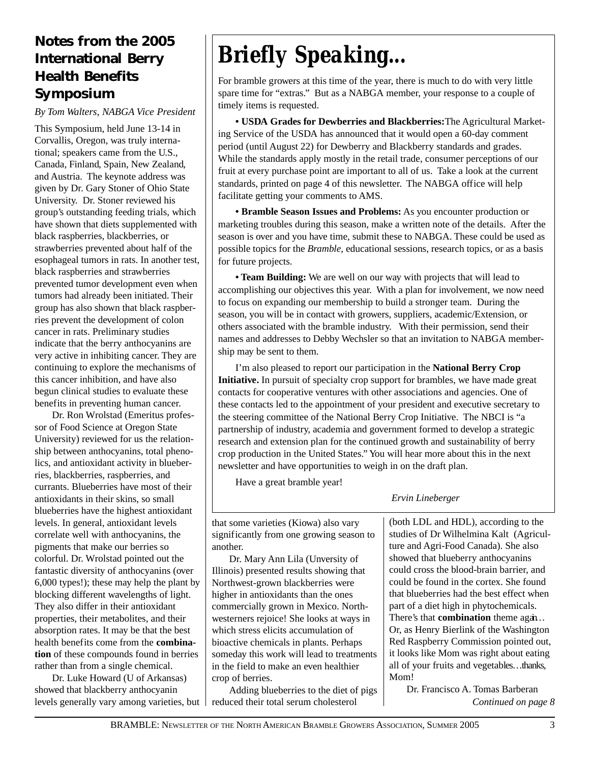## Notes from the 2005 International Berry Health Benefits Symposium

*By Tom Walters, NABGA Vice President*

This Symposium, held June 13-14 in Corvallis, Oregon, was truly international; speakers came from the U.S., Canada, Finland, Spain, New Zealand, and Austria. The keynote address was given by Dr. Gary Stoner of Ohio State University. Dr. Stoner reviewed his group's outstanding feeding trials, which have shown that diets supplemented with black raspberries, blackberries, or strawberries prevented about half of the esophageal tumors in rats. In another test, black raspberries and strawberries prevented tumor development even when tumors had already been initiated. Their group has also shown that black raspberries prevent the development of colon cancer in rats. Preliminary studies indicate that the berry anthocyanins are very active in inhibiting cancer. They are continuing to explore the mechanisms of this cancer inhibition, and have also begun clinical studies to evaluate these benefits in preventing human cancer.

Dr. Ron Wrolstad (Emeritus professor of Food Science at Oregon State University) reviewed for us the relationship between anthocyanins, total phenolics, and antioxidant activity in blueberries, blackberries, raspberries, and currants. Blueberries have most of their antioxidants in their skins, so small blueberries have the highest antioxidant levels. In general, antioxidant levels correlate well with anthocyanins, the pigments that make our berries so colorful. Dr. Wrolstad pointed out the fantastic diversity of anthocyanins (over 6,000 types!); these may help the plant by blocking different wavelengths of light. They also differ in their antioxidant properties, their metabolites, and their absorption rates. It may be that the best health benefits come from the **combination** of these compounds found in berries rather than from a single chemical.

Dr. Luke Howard (U of Arkansas) showed that blackberry anthocyanin levels generally vary among varieties, but that some varieties (Kiowa) also vary significantly from one growing season to another.

Dr. Mary Ann Lila (Unversity of Illinois) presented results showing that Northwest-grown blackberries were higher in antioxidants than the ones commercially grown in Mexico. Northwesterners rejoice! She looks at ways in which stress elicits accumulation of bioactive chemicals in plants. Perhaps someday this work will lead to treatments in the field to make an even healthier crop of berries.

Adding blueberries to the diet of pigs reduced their total serum cholesterol (both LDL and HDL), according to the studies of Dr Wilhelmina Kalt (Agriculture and Agri-Food Canada). She also showed that blueberry anthocyanins could cross the blood-brain barrier, and could be found in the cortex. She found that blueberries had the best effect when part of a diet high in phytochemicals. There's that **combination** theme again… Or, as Henry Bierlink of the Washington Red Raspberry Commission pointed out, it looks like Mom was right about eating all of your fruits and vegetables…thanks, Mom!

Dr. Francisco A. Tomas Barberan

*Continued on page 8*

# Briefly Speaking...

For bramble growers at this time of the year, there is much to do with very little spare time for "extras." But as a NABGA member, your response to a couple of timely items is requested.

**• USDA Grades for Dewberries and Blackberries:** The Agricultural Marketing Service of the USDA has announced that it would open a 60-day comment period (until August 22) for Dewberry and Blackberry standards and grades. While the standards apply mostly in the retail trade, consumer perceptions of our fruit at every purchase point are important to all of us. Take a look at the current standards, printed on page 4 of this newsletter. The NABGA office will help facilitate getting your comments to AMS.

**• Bramble Season Issues and Problems:** As you encounter production or marketing troubles during this season, make a written note of the details. After the season is over and you have time, submit these to NABGA. These could be used as possible topics for the *Bramble*, educational sessions, research topics, or as a basis for future projects.

**• Team Building:** We are well on our way with projects that will lead to accomplishing our objectives this year. With a plan for involvement, we now need to focus on expanding our membership to build a stronger team. During the season, you will be in contact with growers, suppliers, academic/Extension, or others associated with the bramble industry. With their permission, send their names and addresses to Debby Wechsler so that an invitation to NABGA membership may be sent to them.

I'm also pleased to report our participation in the **National Berry Crop Initiative.** In pursuit of specialty crop support for brambles, we have made great contacts for cooperative ventures with other associations and agencies. One of these contacts led to the appointment of your president and executive secretary to the steering committee of the National Berry Crop Initiative. The NBCI is "a partnership of industry, academia and government formed to develop a strategic research and extension plan for the continued growth and sustainability of berry crop production in the United States." You will hear more about this in the next newsletter and have opportunities to weigh in on the draft plan.

Have a great bramble year!

*Ervin Lineberger*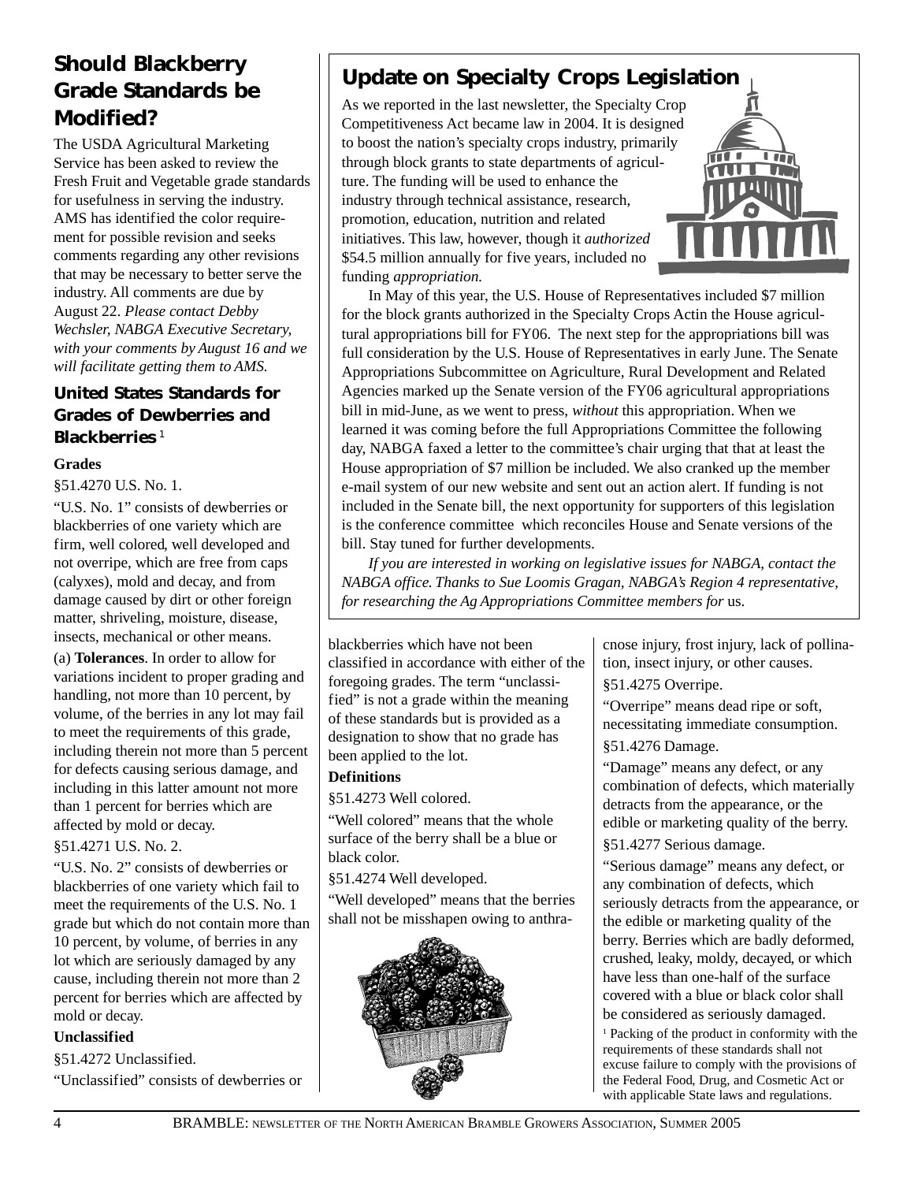## Should Blackberry Grade Standards be Modified?

The USDA Agricultural Marketing Service has been asked to review the Fresh Fruit and Vegetable grade standards for usefulness in serving the industry. AMS has identified the color requirement for possible revision and seeks comments regarding any other revisions that may be necessary to better serve the industry. All comments are due by August 22. *Please contact Debby Wechsler, NABGA Executive Secretary, with your comments by August 16 and we will facilitate getting them to AMS.*

### United States Standards for Grades of Dewberries and Blackberries[1]

**Grades**

§51.4270 U.S. No. 1.

"U.S. No. 1" consists of dewberries or blackberries of one variety which are firm, well colored, well developed and not overripe, which are free from caps (calyxes), mold and decay, and from damage caused by dirt or other foreign matter, shriveling, moisture, disease, insects, mechanical or other means.

(a) **Tolerances**. In order to allow for variations incident to proper grading and handling, not more than 10 percent, by volume, of the berries in any lot may fail to meet the requirements of this grade, including therein not more than 5 percent for defects causing serious damage, and including in this latter amount not more than 1 percent for berries which are affected by mold or decay.

§51.4271 U.S. No. 2.

"U.S. No. 2" consists of dewberries or blackberries of one variety which fail to meet the requirements of the U.S. No. 1 grade but which do not contain more than 10 percent, by volume, of berries in any lot which are seriously damaged by any cause, including therein not more than 2 percent for berries which are affected by mold or decay.

**Unclassified**

§51.4272 Unclassified.

"Unclassified" consists of dewberries or blackberries which have not been classified in accordance with either of the foregoing grades. The term "unclassified" is not a grade within the meaning of these standards but is provided as a designation to show that no grade has been applied to the lot.

**Definitions**

§51.4273 Well colored.

"Well colored" means that the whole surface of the berry shall be a blue or black color.

§51.4274 Well developed.

"Well developed" means that the berries shall not be misshapen owing to anthracnose injury, frost injury, lack of pollination, insect injury, or other causes.

§51.4275 Overripe.

"Overripe" means dead ripe or soft, necessitating immediate consumption.

§51.4276 Damage.

"Damage" means any defect, or any combination of defects, which materially detracts from the appearance, or the edible or marketing quality of the berry.

§51.4277 Serious damage.

"Serious damage" means any defect, or any combination of defects, which seriously detracts from the appearance, or the edible or marketing quality of the berry. Berries which are badly deformed, crushed, leaky, moldy, decayed, or which have less than one-half of the surface covered with a blue or black color shall be considered as seriously damaged.

[1] Packing of the product in conformity with the requirements of these standards shall not excuse failure to comply with the provisions of the Federal Food, Drug, and Cosmetic Act or with applicable State laws and regulations.

## Update on Specialty Crops Legislation

As we reported in the last newsletter, the Specialty Crop Competitiveness Act became law in 2004. It is designed to boost the nation's specialty crops industry, primarily through block grants to state departments of agriculture. The funding will be used to enhance the industry through technical assistance, research, promotion, education, nutrition and related initiatives. This law, however, though it *authorized* $54.5 million annually for five years, included no funding *appropriation.*

In May of this year, the U.S. House of Representatives included $7 million for the block grants authorized in the Specialty Crops Actin the House agricultural appropriations bill for FY06. The next step for the appropriations bill was full consideration by the U.S. House of Representatives in early June. The Senate Appropriations Subcommittee on Agriculture, Rural Development and Related Agencies marked up the Senate version of the FY06 agricultural appropriations bill in mid-June, as we went to press, *without* this appropriation. When we learned it was coming before the full Appropriations Committee the following day, NABGA faxed a letter to the committee's chair urging that that at least the House appropriation of $7 million be included. We also cranked up the member e-mail system of our new website and sent out an action alert. If funding is not included in the Senate bill, the next opportunity for supporters of this legislation is the conference committee which reconciles House and Senate versions of the bill. Stay tuned for further developments.

*If you are interested in working on legislative issues for NABGA, contact the NABGA office. Thanks to Sue Loomis Gragan, NABGA's Region 4 representative, for researching the Ag Appropriations Committee members for* us.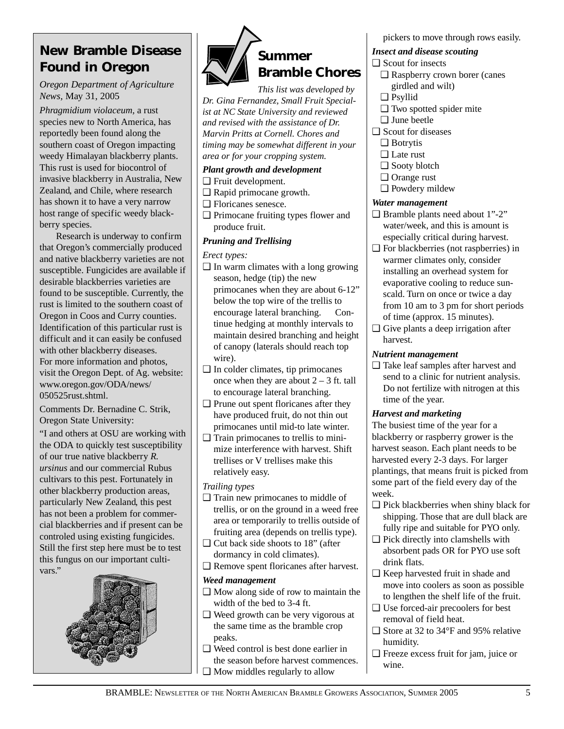## New Bramble Disease Found in Oregon

*Oregon Department of Agriculture News,* May 31, 2005

*Phragmidium violaceum,* a rust species new to North America, has reportedly been found along the southern coast of Oregon impacting weedy Himalayan blackberry plants. This rust is used for biocontrol of invasive blackberry in Australia, New Zealand, and Chile, where research has shown it to have a very narrow host range of specific weedy blackberry species.

Research is underway to confirm that Oregon's commercially produced and native blackberry varieties are not susceptible. Fungicides are available if desirable blackberries varieties are found to be susceptible. Currently, the rust is limited to the southern coast of Oregon in Coos and Curry counties. Identification of this particular rust is difficult and it can easily be confused with other blackberry diseases. For more information and photos, visit the Oregon Dept. of Ag. website: www.oregon.gov/ODA/news/050525rust.shtml.

Comments Dr. Bernadine C. Strik, Oregon State University:

"I and others at OSU are working with the ODA to quickly test susceptibility of our true native blackberry *R. ursinus* and our commercial Rubus cultivars to this pest. Fortunately in other blackberry production areas, particularly New Zealand, this pest has not been a problem for commercial blackberries and if present can be controled using existing fungicides. Still the first step here must be to test this fungus on our important cultivars."

## Summer Bramble Chores

*This list was developed by Dr. Gina Fernandez, Small Fruit Specialist at NC State University and reviewed and revised with the assistance of Dr. Marvin Pritts at Cornell. Chores and timing may be somewhat different in your area or for your cropping system.*

***Plant growth and development***

- ❑ Fruit development.
- ❑ Rapid primocane growth.
- ❑ Floricanes senesce.
- ❑ Primocane fruiting types flower and produce fruit.

***Pruning and Trellising***

*Erect types:*

- ❑ In warm climates with a long growing season, hedge (tip) the new primocanes when they are about 6-12" below the top wire of the trellis to encourage lateral branching. Continue hedging at monthly intervals to maintain desired branching and height of canopy (laterals should reach top wire).
- ❑ In colder climates, tip primocanes once when they are about 2 – 3 ft. tall to encourage lateral branching.
- ❑ Prune out spent floricanes after they have produced fruit, do not thin out primocanes until mid-to late winter.
- ❑ Train primocanes to trellis to minimize interference with harvest. Shift trellises or V trellises make this relatively easy.

*Trailing types*

- ❑ Train new primocanes to middle of trellis, or on the ground in a weed free area or temporarily to trellis outside of fruiting area (depends on trellis type).
- ❑ Cut back side shoots to 18" (after dormancy in cold climates).
- ❑ Remove spent floricanes after harvest.

***Weed management***

- ❑ Mow along side of row to maintain the width of the bed to 3-4 ft.
- ❑ Weed growth can be very vigorous at the same time as the bramble crop peaks.
- ❑ Weed control is best done earlier in the season before harvest commences.
- ❑ Mow middles regularly to allow pickers to move through rows easily.

***Insect and disease scouting***

- ❑ Scout for insects
  - ❑ Raspberry crown borer (canes girdled and wilt)
  - ❑ Psyllid
  - ❑ Two spotted spider mite
  - ❑ June beetle
- ❑ Scout for diseases
  - ❑ Botrytis
  - ❑ Late rust
  - ❑ Sooty blotch
  - ❑ Orange rust
  - ❑ Powdery mildew

***Water management***

- ❑ Bramble plants need about 1"-2" water/week, and this is amount is especially critical during harvest.
- ❑ For blackberries (not raspberries) in warmer climates only, consider installing an overhead system for evaporative cooling to reduce sunscald. Turn on once or twice a day from 10 am to 3 pm for short periods of time (approx. 15 minutes).
- ❑ Give plants a deep irrigation after harvest.

***Nutrient management***

- ❑ Take leaf samples after harvest and send to a clinic for nutrient analysis. Do not fertilize with nitrogen at this time of the year.

***Harvest and marketing***

The busiest time of the year for a blackberry or raspberry grower is the harvest season. Each plant needs to be harvested every 2-3 days. For larger plantings, that means fruit is picked from some part of the field every day of the week.

- ❑ Pick blackberries when shiny black for shipping. Those that are dull black are fully ripe and suitable for PYO only.
- ❑ Pick directly into clamshells with absorbent pads OR for PYO use soft drink flats.
- ❑ Keep harvested fruit in shade and move into coolers as soon as possible to lengthen the shelf life of the fruit.
- ❑ Use forced-air precoolers for best removal of field heat.
- ❑ Store at 32 to 34°F and 95% relative humidity.
- ❑ Freeze excess fruit for jam, juice or wine.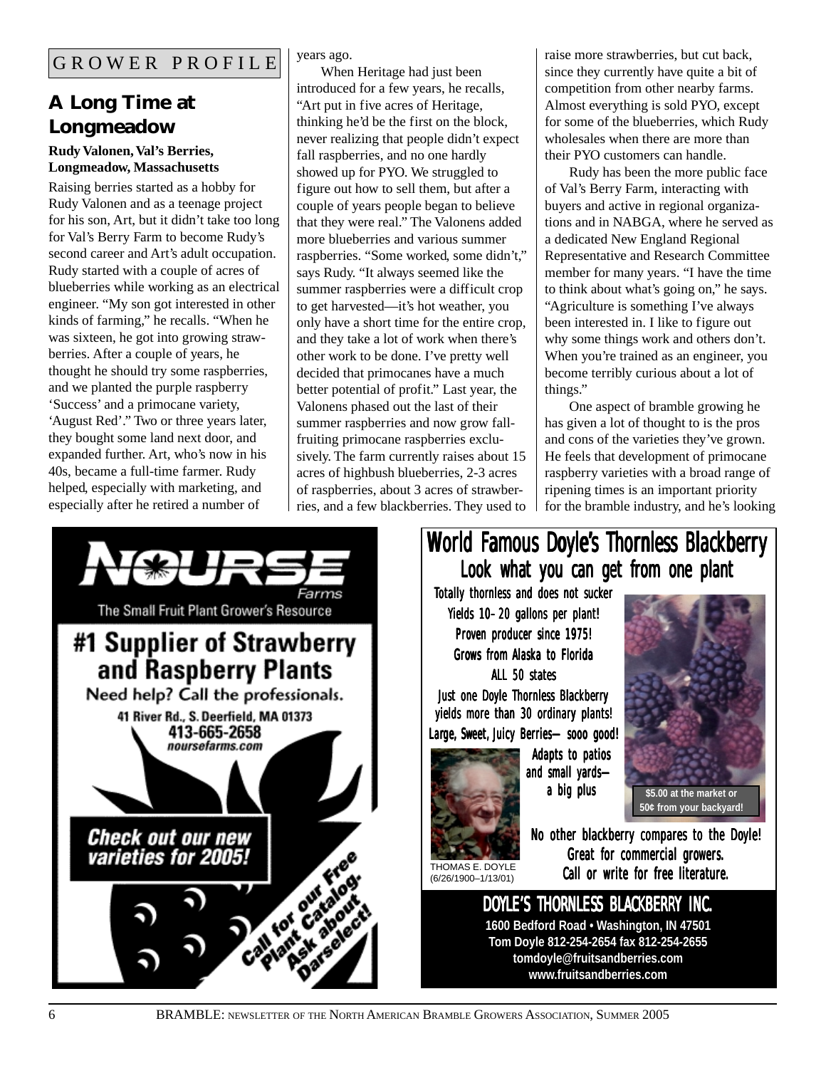GROWER PROFILE

## A Long Time at Longmeadow

**Rudy Valonen, Val's Berries, Longmeadow, Massachusetts**

Raising berries started as a hobby for Rudy Valonen and as a teenage project for his son, Art, but it didn't take too long for Val's Berry Farm to become Rudy's second career and Art's adult occupation. Rudy started with a couple of acres of blueberries while working as an electrical engineer. "My son got interested in other kinds of farming," he recalls. "When he was sixteen, he got into growing strawberries. After a couple of years, he thought he should try some raspberries, and we planted the purple raspberry 'Success' and a primocane variety, 'August Red'." Two or three years later, they bought some land next door, and expanded further. Art, who's now in his 40s, became a full-time farmer. Rudy helped, especially with marketing, and especially after he retired a number of years ago.

When Heritage had just been introduced for a few years, he recalls, "Art put in five acres of Heritage, thinking he'd be the first on the block, never realizing that people didn't expect fall raspberries, and no one hardly showed up for PYO. We struggled to figure out how to sell them, but after a couple of years people began to believe that they were real." The Valonens added more blueberries and various summer raspberries. "Some worked, some didn't," says Rudy. "It always seemed like the summer raspberries were a difficult crop to get harvested—it's hot weather, you only have a short time for the entire crop, and they take a lot of work when there's other work to be done. I've pretty well decided that primocanes have a much better potential of profit." Last year, the Valonens phased out the last of their summer raspberries and now grow fall-fruiting primocane raspberries exclusively. The farm currently raises about 15 acres of highbush blueberries, 2-3 acres of raspberries, about 3 acres of strawberries, and a few blackberries. They used to raise more strawberries, but cut back, since they currently have quite a bit of competition from other nearby farms. Almost everything is sold PYO, except for some of the blueberries, which Rudy wholesales when there are more than their PYO customers can handle.

Rudy has been the more public face of Val's Berry Farm, interacting with buyers and active in regional organizations and in NABGA, where he served as a dedicated New England Regional Representative and Research Committee member for many years. "I have the time to think about what's going on," he says. "Agriculture is something I've always been interested in. I like to figure out why some things work and others don't. When you're trained as an engineer, you become terribly curious about a lot of things."

One aspect of bramble growing he has given a lot of thought to is the pros and cons of the varieties they've grown. He feels that development of primocane raspberry varieties with a broad range of ripening times is an important priority for the bramble industry, and he's looking

---

**NOURSE Farms**
The Small Fruit Plant Grower's Resource

**#1 Supplier of Strawberry and Raspberry Plants**

Need help? Call the professionals.

41 River Rd., S. Deerfield, MA 01373
413-665-2658
noursefarms.com

**Check out our new varieties for 2005!**

Call for our Free Plant Catalog. Ask about Darselect!

---

**World Famous Doyle's Thornless Blackberry**
**Look what you can get from one plant**

Totally thornless and does not sucker
Yields 10–20 gallons per plant!
Proven producer since 1975!
Grows from Alaska to Florida
ALL 50 states
Just one Doyle Thornless Blackberry yields more than 30 ordinary plants!
Large, Sweet, Juicy Berries— sooo good!
Adapts to patios and small yards— a big plus

$5.00 at the market or 50¢ from your backyard!

THOMAS E. DOYLE (6/26/1900–1/13/01)

No other blackberry compares to the Doyle!
Great for commercial growers.
Call or write for free literature.

**DOYLE'S THORNLESS BLACKBERRY INC.**
1600 Bedford Road • Washington, IN 47501
Tom Doyle 812-254-2654 fax 812-254-2655
tomdoyle@fruitsandberries.com
www.fruitsandberries.com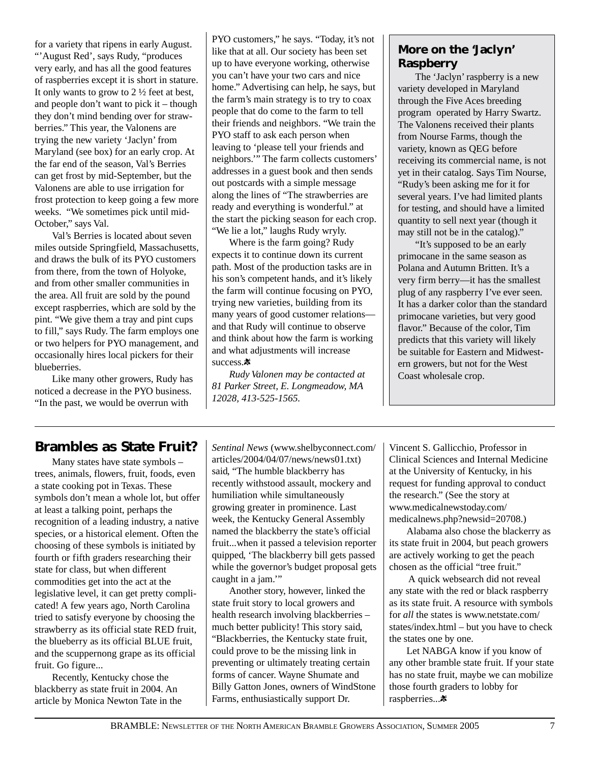for a variety that ripens in early August. "'August Red', says Rudy, "produces very early, and has all the good features of raspberries except it is short in stature. It only wants to grow to 2 ½ feet at best, and people don't want to pick it – though they don't mind bending over for strawberries." This year, the Valonens are trying the new variety 'Jaclyn' from Maryland (see box) for an early crop. At the far end of the season, Val's Berries can get frost by mid-September, but the Valonens are able to use irrigation for frost protection to keep going a few more weeks. "We sometimes pick until mid-October," says Val.

Val's Berries is located about seven miles outside Springfield, Massachusetts, and draws the bulk of its PYO customers from there, from the town of Holyoke, and from other smaller communities in the area. All fruit are sold by the pound except raspberries, which are sold by the pint. "We give them a tray and pint cups to fill," says Rudy. The farm employs one or two helpers for PYO management, and occasionally hires local pickers for their blueberries.

Like many other growers, Rudy has noticed a decrease in the PYO business. "In the past, we would be overrun with PYO customers," he says. "Today, it's not like that at all. Our society has been set up to have everyone working, otherwise you can't have your two cars and nice home." Advertising can help, he says, but the farm's main strategy is to try to coax people that do come to the farm to tell their friends and neighbors. "We train the PYO staff to ask each person when leaving to 'please tell your friends and neighbors.'" The farm collects customers' addresses in a guest book and then sends out postcards with a simple message along the lines of "The strawberries are ready and everything is wonderful." at the start the picking season for each crop. "We lie a lot," laughs Rudy wryly.

Where is the farm going? Rudy expects it to continue down its current path. Most of the production tasks are in his son's competent hands, and it's likely the farm will continue focusing on PYO, trying new varieties, building from its many years of good customer relations—and that Rudy will continue to observe and think about how the farm is working and what adjustments will increase success.

*Rudy Valonen may be contacted at 81 Parker Street, E. Longmeadow, MA 12028, 413-525-1565.*

### More on the 'Jaclyn' Raspberry

The 'Jaclyn' raspberry is a new variety developed in Maryland through the Five Aces breeding program operated by Harry Swartz. The Valonens received their plants from Nourse Farms, though the variety, known as QEG before receiving its commercial name, is not yet in their catalog. Says Tim Nourse, "Rudy's been asking me for it for several years. I've had limited plants for testing, and should have a limited quantity to sell next year (though it may still not be in the catalog)."

"It's supposed to be an early primocane in the same season as Polana and Autumn Britten. It's a very firm berry—it has the smallest plug of any raspberry I've ever seen. It has a darker color than the standard primocane varieties, but very good flavor." Because of the color, Tim predicts that this variety will likely be suitable for Eastern and Midwestern growers, but not for the West Coast wholesale crop.

## Brambles as State Fruit?

Many states have state symbols – trees, animals, flowers, fruit, foods, even a state cooking pot in Texas. These symbols don't mean a whole lot, but offer at least a talking point, perhaps the recognition of a leading industry, a native species, or a historical element. Often the choosing of these symbols is initiated by fourth or fifth graders researching their state for class, but when different commodities get into the act at the legislative level, it can get pretty complicated! A few years ago, North Carolina tried to satisfy everyone by choosing the strawberry as its official state RED fruit, the blueberry as its official BLUE fruit, and the scuppernong grape as its official fruit. Go figure...

Recently, Kentucky chose the blackberry as state fruit in 2004. An article by Monica Newton Tate in the *Sentinal News* (www.shelbyconnect.com/articles/2004/04/07/news/news01.txt) said, "The humble blackberry has recently withstood assault, mockery and humiliation while simultaneously growing greater in prominence. Last week, the Kentucky General Assembly named the blackberry the state's official fruit...when it passed a television reporter quipped, 'The blackberry bill gets passed while the governor's budget proposal gets caught in a jam.'"

Another story, however, linked the state fruit story to local growers and health research involving blackberries – much better publicity! This story said, "Blackberries, the Kentucky state fruit, could prove to be the missing link in preventing or ultimately treating certain forms of cancer. Wayne Shumate and Billy Gatton Jones, owners of WindStone Farms, enthusiastically support Dr. Vincent S. Gallicchio, Professor in Clinical Sciences and Internal Medicine at the University of Kentucky, in his request for funding approval to conduct the research." (See the story at www.medicalnewstoday.com/medicalnews.php?newsid=20708.)

Alabama also chose the blackerry as its state fruit in 2004, but peach growers are actively working to get the peach chosen as the official "tree fruit."

A quick websearch did not reveal any state with the red or black raspberry as its state fruit. A resource with symbols for *all* the states is www.netstate.com/states/index.html – but you have to check the states one by one.

Let NABGA know if you know of any other bramble state fruit. If your state has no state fruit, maybe we can mobilize those fourth graders to lobby for raspberries...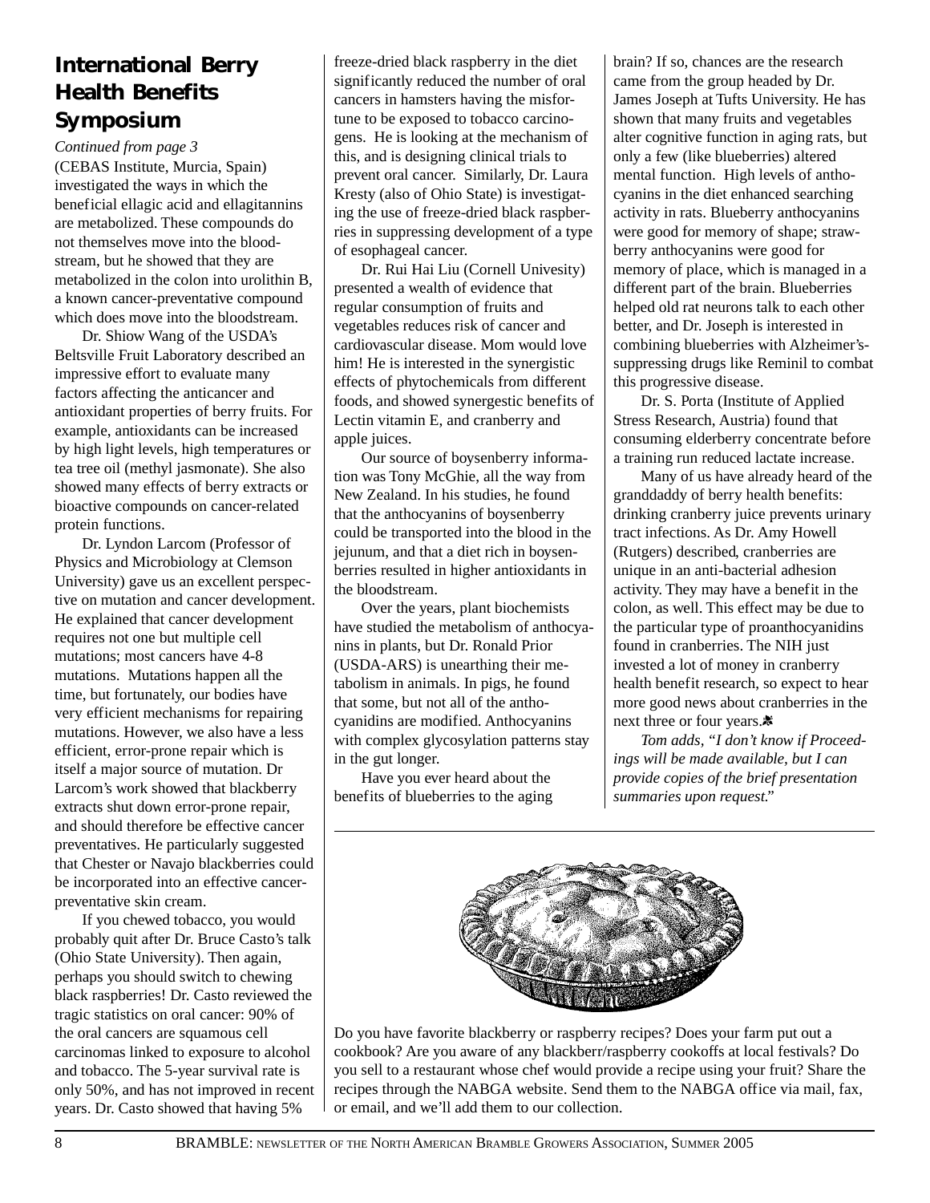## International Berry Health Benefits Symposium

*Continued from page 3*

(CEBAS Institute, Murcia, Spain) investigated the ways in which the beneficial ellagic acid and ellagitannins are metabolized. These compounds do not themselves move into the bloodstream, but he showed that they are metabolized in the colon into urolithin B, a known cancer-preventative compound which does move into the bloodstream.

Dr. Shiow Wang of the USDA's Beltsville Fruit Laboratory described an impressive effort to evaluate many factors affecting the anticancer and antioxidant properties of berry fruits. For example, antioxidants can be increased by high light levels, high temperatures or tea tree oil (methyl jasmonate). She also showed many effects of berry extracts or bioactive compounds on cancer-related protein functions.

Dr. Lyndon Larcom (Professor of Physics and Microbiology at Clemson University) gave us an excellent perspective on mutation and cancer development. He explained that cancer development requires not one but multiple cell mutations; most cancers have 4-8 mutations. Mutations happen all the time, but fortunately, our bodies have very efficient mechanisms for repairing mutations. However, we also have a less efficient, error-prone repair which is itself a major source of mutation. Dr Larcom's work showed that blackberry extracts shut down error-prone repair, and should therefore be effective cancer preventatives. He particularly suggested that Chester or Navajo blackberries could be incorporated into an effective cancer-preventative skin cream.

If you chewed tobacco, you would probably quit after Dr. Bruce Casto's talk (Ohio State University). Then again, perhaps you should switch to chewing black raspberries! Dr. Casto reviewed the tragic statistics on oral cancer: 90% of the oral cancers are squamous cell carcinomas linked to exposure to alcohol and tobacco. The 5-year survival rate is only 50%, and has not improved in recent years. Dr. Casto showed that having 5% freeze-dried black raspberry in the diet significantly reduced the number of oral cancers in hamsters having the misfortune to be exposed to tobacco carcinogens. He is looking at the mechanism of this, and is designing clinical trials to prevent oral cancer. Similarly, Dr. Laura Kresty (also of Ohio State) is investigating the use of freeze-dried black raspberries in suppressing development of a type of esophageal cancer.

Dr. Rui Hai Liu (Cornell Univesity) presented a wealth of evidence that regular consumption of fruits and vegetables reduces risk of cancer and cardiovascular disease. Mom would love him! He is interested in the synergistic effects of phytochemicals from different foods, and showed synergestic benefits of Lectin vitamin E, and cranberry and apple juices.

Our source of boysenberry information was Tony McGhie, all the way from New Zealand. In his studies, he found that the anthocyanins of boysenberry could be transported into the blood in the jejunum, and that a diet rich in boysenberries resulted in higher antioxidants in the bloodstream.

Over the years, plant biochemists have studied the metabolism of anthocyanins in plants, but Dr. Ronald Prior (USDA-ARS) is unearthing their metabolism in animals. In pigs, he found that some, but not all of the anthocyanidins are modified. Anthocyanins with complex glycosylation patterns stay in the gut longer.

Have you ever heard about the benefits of blueberries to the aging brain? If so, chances are the research came from the group headed by Dr. James Joseph at Tufts University. He has shown that many fruits and vegetables alter cognitive function in aging rats, but only a few (like blueberries) altered mental function. High levels of anthocyanins in the diet enhanced searching activity in rats. Blueberry anthocyanins were good for memory of shape; strawberry anthocyanins were good for memory of place, which is managed in a different part of the brain. Blueberries helped old rat neurons talk to each other better, and Dr. Joseph is interested in combining blueberries with Alzheimer's-suppressing drugs like Reminil to combat this progressive disease.

Dr. S. Porta (Institute of Applied Stress Research, Austria) found that consuming elderberry concentrate before a training run reduced lactate increase.

Many of us have already heard of the granddaddy of berry health benefits: drinking cranberry juice prevents urinary tract infections. As Dr. Amy Howell (Rutgers) described, cranberries are unique in an anti-bacterial adhesion activity. They may have a benefit in the colon, as well. This effect may be due to the particular type of proanthocyanidins found in cranberries. The NIH just invested a lot of money in cranberry health benefit research, so expect to hear more good news about cranberries in the next three or four years.

*Tom adds, "I don't know if Proceedings will be made available, but I can provide copies of the brief presentation summaries upon request."*

---

Do you have favorite blackberry or raspberry recipes? Does your farm put out a cookbook? Are you aware of any blackberr/raspberry cookoffs at local festivals? Do you sell to a restaurant whose chef would provide a recipe using your fruit? Share the recipes through the NABGA website. Send them to the NABGA office via mail, fax, or email, and we'll add them to our collection.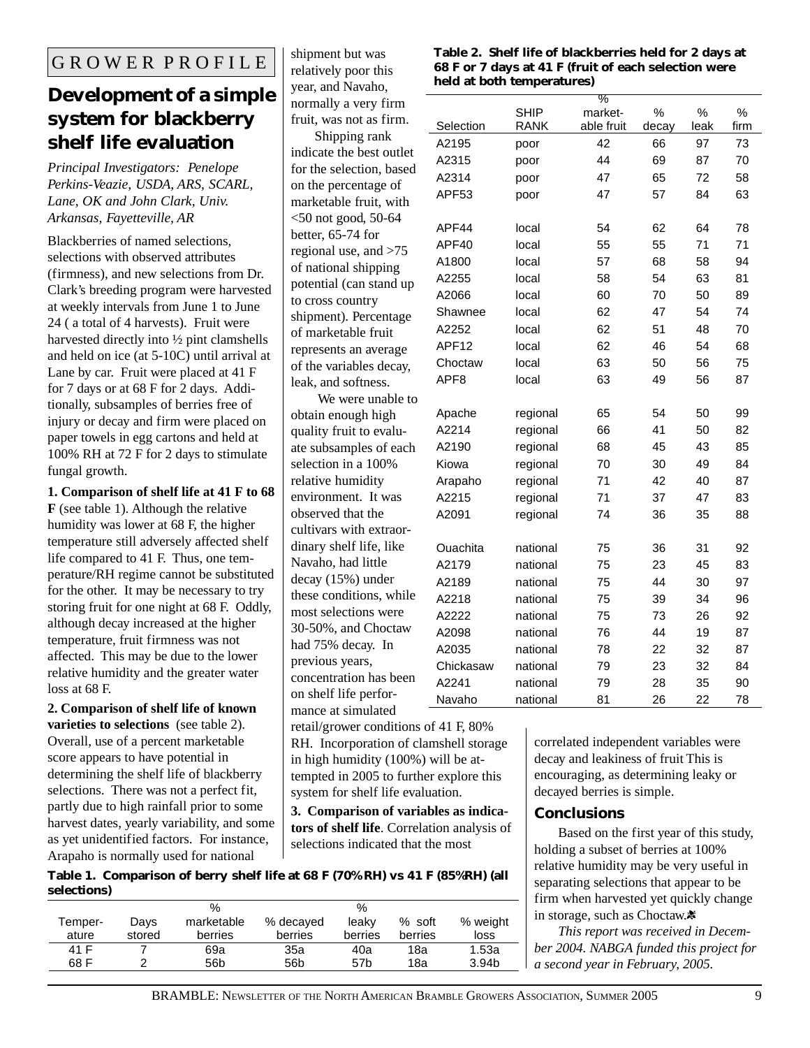GROWER PROFILE

## Development of a simple system for blackberry shelf life evaluation

*Principal Investigators: Penelope Perkins-Veazie, USDA, ARS, SCARL, Lane, OK and John Clark, Univ. Arkansas, Fayetteville, AR*

Blackberries of named selections, selections with observed attributes (firmness), and new selections from Dr. Clark's breeding program were harvested at weekly intervals from June 1 to June 24 ( a total of 4 harvests). Fruit were harvested directly into ½ pint clamshells and held on ice (at 5-10C) until arrival at Lane by car. Fruit were placed at 41 F for 7 days or at 68 F for 2 days. Additionally, subsamples of berries free of injury or decay and firm were placed on paper towels in egg cartons and held at 100% RH at 72 F for 2 days to stimulate fungal growth.

**1. Comparison of shelf life at 41 F to 68 F** (see table 1). Although the relative humidity was lower at 68 F, the higher temperature still adversely affected shelf life compared to 41 F. Thus, one temperature/RH regime cannot be substituted for the other. It may be necessary to try storing fruit for one night at 68 F. Oddly, although decay increased at the higher temperature, fruit firmness was not affected. This may be due to the lower relative humidity and the greater water loss at 68 F.

**2. Comparison of shelf life of known varieties to selections** (see table 2). Overall, use of a percent marketable score appears to have potential in determining the shelf life of blackberry selections. There was not a perfect fit, partly due to high rainfall prior to some harvest dates, yearly variability, and some as yet unidentified factors. For instance, Arapaho is normally used for national shipment but was relatively poor this year, and Navaho, normally a very firm fruit, was not as firm.

Shipping rank indicate the best outlet for the selection, based on the percentage of marketable fruit, with <50 not good, 50-64 better, 65-74 for regional use, and >75 of national shipping potential (can stand up to cross country shipment). Percentage of marketable fruit represents an average of the variables decay, leak, and softness.

We were unable to obtain enough high quality fruit to evaluate subsamples of each selection in a 100% relative humidity environment. It was observed that the cultivars with extraordinary shelf life, like Navaho, had little decay (15%) under these conditions, while most selections were 30-50%, and Choctaw had 75% decay. In previous years, concentration has been on shelf life performance at simulated retail/grower conditions of 41 F, 80% RH. Incorporation of clamshell storage in high humidity (100%) will be attempted in 2005 to further explore this system for shelf life evaluation.

**3. Comparison of variables as indicators of shelf life**. Correlation analysis of selections indicated that the most correlated independent variables were decay and leakiness of fruit This is encouraging, as determining leaky or decayed berries is simple.

**Table 2. Shelf life of blackberries held for 2 days at 68 F or 7 days at 41 F (fruit of each selection were held at both temperatures)**

| Selection | SHIP RANK | % marketable fruit | % decay | % leak | % firm |
|---|---|---|---|---|---|
| A2195 | poor | 42 | 66 | 97 | 73 |
| A2315 | poor | 44 | 69 | 87 | 70 |
| A2314 | poor | 47 | 65 | 72 | 58 |
| APF53 | poor | 47 | 57 | 84 | 63 |
| APF44 | local | 54 | 62 | 64 | 78 |
| APF40 | local | 55 | 55 | 71 | 71 |
| A1800 | local | 57 | 68 | 58 | 94 |
| A2255 | local | 58 | 54 | 63 | 81 |
| A2066 | local | 60 | 70 | 50 | 89 |
| Shawnee | local | 62 | 47 | 54 | 74 |
| A2252 | local | 62 | 51 | 48 | 70 |
| APF12 | local | 62 | 46 | 54 | 68 |
| Choctaw | local | 63 | 50 | 56 | 75 |
| APF8 | local | 63 | 49 | 56 | 87 |
| Apache | regional | 65 | 54 | 50 | 99 |
| A2214 | regional | 66 | 41 | 50 | 82 |
| A2190 | regional | 68 | 45 | 43 | 85 |
| Kiowa | regional | 70 | 30 | 49 | 84 |
| Arapaho | regional | 71 | 42 | 40 | 87 |
| A2215 | regional | 71 | 37 | 47 | 83 |
| A2091 | regional | 74 | 36 | 35 | 88 |
| Ouachita | national | 75 | 36 | 31 | 92 |
| A2179 | national | 75 | 23 | 45 | 83 |
| A2189 | national | 75 | 44 | 30 | 97 |
| A2218 | national | 75 | 39 | 34 | 96 |
| A2222 | national | 75 | 73 | 26 | 92 |
| A2098 | national | 76 | 44 | 19 | 87 |
| A2035 | national | 78 | 22 | 32 | 87 |
| Chickasaw | national | 79 | 23 | 32 | 84 |
| A2241 | national | 79 | 28 | 35 | 90 |
| Navaho | national | 81 | 26 | 22 | 78 |

**Table 1. Comparison of berry shelf life at 68 F (70% RH) vs 41 F (85%RH) (all selections)**

| Temperature | Days stored | % marketable berries | % decayed berries | % leaky berries | % soft berries | % weight loss |
|---|---|---|---|---|---|---|
| 41 F | 7 | 69a | 35a | 40a | 18a | 1.53a |
| 68 F | 2 | 56b | 56b | 57b | 18a | 3.94b |

### Conclusions

Based on the first year of this study, holding a subset of berries at 100% relative humidity may be very useful in separating selections that appear to be firm when harvested yet quickly change in storage, such as Choctaw.

*This report was received in December 2004. NABGA funded this project for a second year in February, 2005.*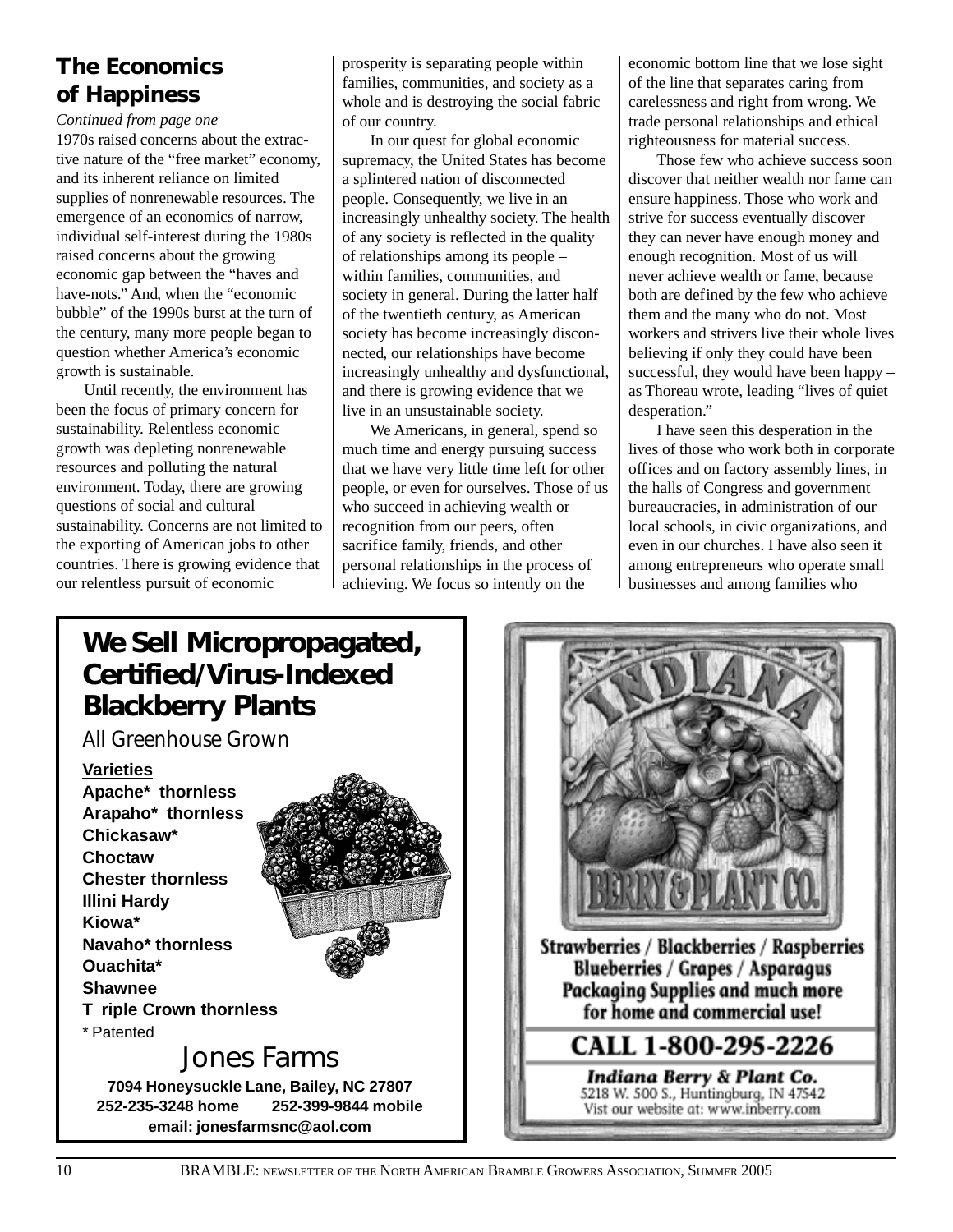## The Economics of Happiness

*Continued from page one*

1970s raised concerns about the extractive nature of the "free market" economy, and its inherent reliance on limited supplies of nonrenewable resources. The emergence of an economics of narrow, individual self-interest during the 1980s raised concerns about the growing economic gap between the "haves and have-nots." And, when the "economic bubble" of the 1990s burst at the turn of the century, many more people began to question whether America's economic growth is sustainable.

Until recently, the environment has been the focus of primary concern for sustainability. Relentless economic growth was depleting nonrenewable resources and polluting the natural environment. Today, there are growing questions of social and cultural sustainability. Concerns are not limited to the exporting of American jobs to other countries. There is growing evidence that our relentless pursuit of economic prosperity is separating people within families, communities, and society as a whole and is destroying the social fabric of our country.

In our quest for global economic supremacy, the United States has become a splintered nation of disconnected people. Consequently, we live in an increasingly unhealthy society. The health of any society is reflected in the quality of relationships among its people – within families, communities, and society in general. During the latter half of the twentieth century, as American society has become increasingly disconnected, our relationships have become increasingly unhealthy and dysfunctional, and there is growing evidence that we live in an unsustainable society.

We Americans, in general, spend so much time and energy pursuing success that we have very little time left for other people, or even for ourselves. Those of us who succeed in achieving wealth or recognition from our peers, often sacrifice family, friends, and other personal relationships in the process of achieving. We focus so intently on the economic bottom line that we lose sight of the line that separates caring from carelessness and right from wrong. We trade personal relationships and ethical righteousness for material success.

Those few who achieve success soon discover that neither wealth nor fame can ensure happiness. Those who work and strive for success eventually discover they can never have enough money and enough recognition. Most of us will never achieve wealth or fame, because both are defined by the few who achieve them and the many who do not. Most workers and strivers live their whole lives believing if only they could have been successful, they would have been happy – as Thoreau wrote, leading "lives of quiet desperation."

I have seen this desperation in the lives of those who work both in corporate offices and on factory assembly lines, in the halls of Congress and government bureaucracies, in administration of our local schools, in civic organizations, and even in our churches. I have also seen it among entrepreneurs who operate small businesses and among families who

---

**We Sell Micropropagated, Certified/Virus-Indexed Blackberry Plants**

All Greenhouse Grown

**Varieties**

**Apache\* thornless**
**Arapaho\* thornless**
**Chickasaw\***
**Choctaw**
**Chester thornless**
**Illini Hardy**
**Kiowa\***
**Navaho\* thornless**
**Ouachita\***
**Shawnee**
**Triple Crown thornless**

\* Patented

Jones Farms

**7094 Honeysuckle Lane, Bailey, NC 27807**
**252-235-3248 home 252-399-9844 mobile**
**email: jonesfarmsnc@aol.com**

---

INDIANA BERRY & PLANT CO.

**Strawberries / Blackberries / Raspberries**
**Blueberries / Grapes / Asparagus**
**Packaging Supplies and much more for home and commercial use!**

**CALL 1-800-295-2226**

***Indiana Berry & Plant Co.***
5218 W. 500 S., Huntingburg, IN 47542
Vist our website at: www.inberry.com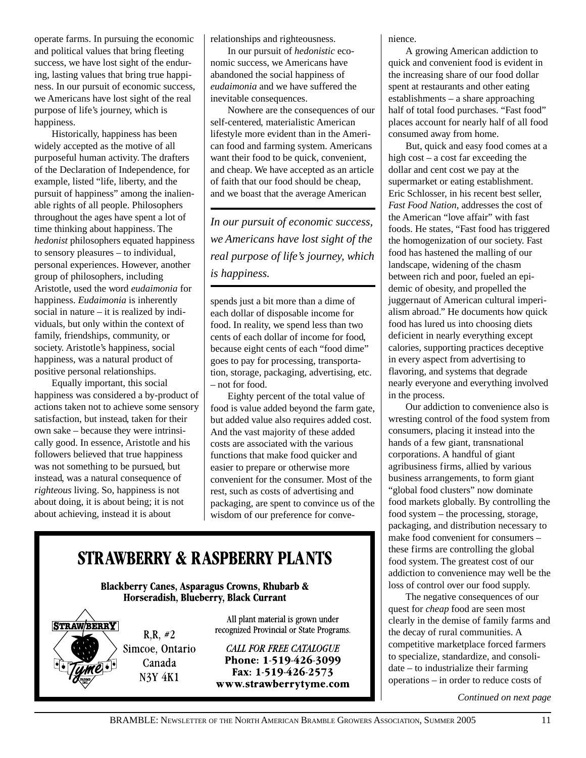operate farms. In pursuing the economic and political values that bring fleeting success, we have lost sight of the enduring, lasting values that bring true happiness. In our pursuit of economic success, we Americans have lost sight of the real purpose of life's journey, which is happiness.

Historically, happiness has been widely accepted as the motive of all purposeful human activity. The drafters of the Declaration of Independence, for example, listed "life, liberty, and the pursuit of happiness" among the inalienable rights of all people. Philosophers throughout the ages have spent a lot of time thinking about happiness. The *hedonist* philosophers equated happiness to sensory pleasures – to individual, personal experiences. However, another group of philosophers, including Aristotle, used the word *eudaimonia* for happiness. *Eudaimonia* is inherently social in nature – it is realized by individuals, but only within the context of family, friendships, community, or society. Aristotle's happiness, social happiness, was a natural product of positive personal relationships.

Equally important, this social happiness was considered a by-product of actions taken not to achieve some sensory satisfaction, but instead, taken for their own sake – because they were intrinsically good. In essence, Aristotle and his followers believed that true happiness was not something to be pursued, but instead, was a natural consequence of *righteous* living. So, happiness is not about doing, it is about being; it is not about achieving, instead it is about relationships and righteousness.

In our pursuit of *hedonistic* economic success, we Americans have abandoned the social happiness of *eudaimonia* and we have suffered the inevitable consequences.

Nowhere are the consequences of our self-centered, materialistic American lifestyle more evident than in the American food and farming system. Americans want their food to be quick, convenient, and cheap. We have accepted as an article of faith that our food should be cheap, and we boast that the average American spends just a bit more than a dime of each dollar of disposable income for food. In reality, we spend less than two cents of each dollar of income for food, because eight cents of each "food dime" goes to pay for processing, transportation, storage, packaging, advertising, etc. – not for food.

> *In our pursuit of economic success, we Americans have lost sight of the real purpose of life's journey, which is happiness.*

Eighty percent of the total value of food is value added beyond the farm gate, but added value also requires added cost. And the vast majority of these added costs are associated with the various functions that make food quicker and easier to prepare or otherwise more convenient for the consumer. Most of the rest, such as costs of advertising and packaging, are spent to convince us of the wisdom of our preference for convenience.

A growing American addiction to quick and convenient food is evident in the increasing share of our food dollar spent at restaurants and other eating establishments – a share approaching half of total food purchases. "Fast food" places account for nearly half of all food consumed away from home.

But, quick and easy food comes at a high cost – a cost far exceeding the dollar and cent cost we pay at the supermarket or eating establishment. Eric Schlosser, in his recent best seller, *Fast Food Nation*, addresses the cost of the American "love affair" with fast foods. He states, "Fast food has triggered the homogenization of our society. Fast food has hastened the malling of our landscape, widening of the chasm between rich and poor, fueled an epidemic of obesity, and propelled the juggernaut of American cultural imperialism abroad." He documents how quick food has lured us into choosing diets deficient in nearly everything except calories, supporting practices deceptive in every aspect from advertising to flavoring, and systems that degrade nearly everyone and everything involved in the process.

Our addiction to convenience also is wresting control of the food system from consumers, placing it instead into the hands of a few giant, transnational corporations. A handful of giant agribusiness firms, allied by various business arrangements, to form giant "global food clusters" now dominate food markets globally. By controlling the food system – the processing, storage, packaging, and distribution necessary to make food convenient for consumers – these firms are controlling the global food system. The greatest cost of our addiction to convenience may well be the loss of control over our food supply.

The negative consequences of our quest for *cheap* food are seen most clearly in the demise of family farms and the decay of rural communities. A competitive marketplace forced farmers to specialize, standardize, and consolidate – to industrialize their farming operations – in order to reduce costs of

*Continued on next page*

---

## STRAWBERRY & RASPBERRY PLANTS

**Blackberry Canes, Asparagus Crowns, Rhubarb & Horseradish, Blueberry, Black Currant**

STRAWBERRY Tyme FARMS INC.

R.R. #2
Simcoe, Ontario
Canada
N3Y 4K1

All plant material is grown under recognized Provincial or State Programs.

*CALL FOR FREE CATALOGUE*
**Phone: 1-519-426-3099**
**Fax: 1-519-426-2573**
**www.strawberrytyme.com**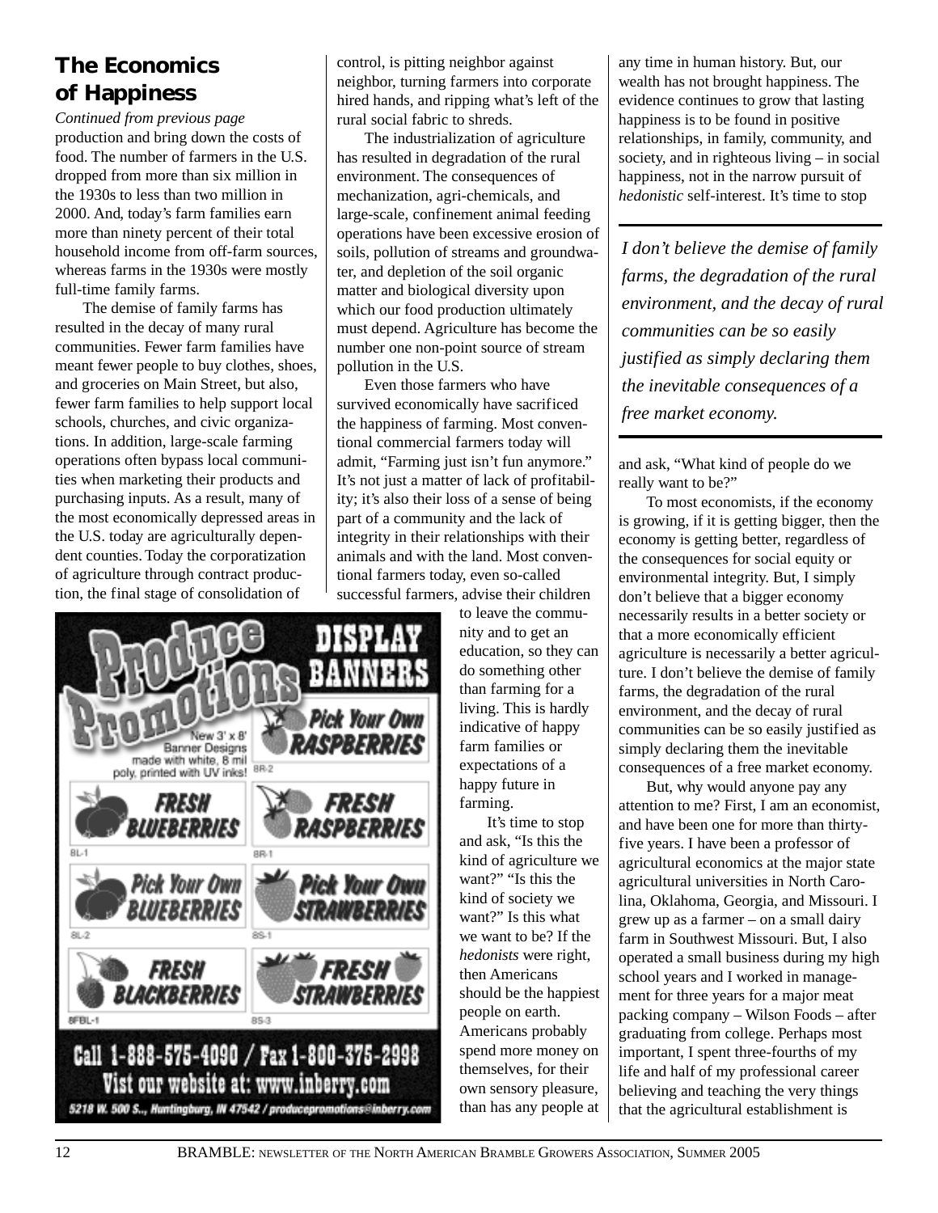## The Economics of Happiness

*Continued from previous page*

production and bring down the costs of food. The number of farmers in the U.S. dropped from more than six million in the 1930s to less than two million in 2000. And, today's farm families earn more than ninety percent of their total household income from off-farm sources, whereas farms in the 1930s were mostly full-time family farms.

The demise of family farms has resulted in the decay of many rural communities. Fewer farm families have meant fewer people to buy clothes, shoes, and groceries on Main Street, but also, fewer farm families to help support local schools, churches, and civic organizations. In addition, large-scale farming operations often bypass local communities when marketing their products and purchasing inputs. As a result, many of the most economically depressed areas in the U.S. today are agriculturally dependent counties. Today the corporatization of agriculture through contract production, the final stage of consolidation of control, is pitting neighbor against neighbor, turning farmers into corporate hired hands, and ripping what's left of the rural social fabric to shreds.

The industrialization of agriculture has resulted in degradation of the rural environment. The consequences of mechanization, agri-chemicals, and large-scale, confinement animal feeding operations have been excessive erosion of soils, pollution of streams and groundwater, and depletion of the soil organic matter and biological diversity upon which our food production ultimately must depend. Agriculture has become the number one non-point source of stream pollution in the U.S.

Even those farmers who have survived economically have sacrificed the happiness of farming. Most conventional commercial farmers today will admit, "Farming just isn't fun anymore." It's not just a matter of lack of profitability; it's also their loss of a sense of being part of a community and the lack of integrity in their relationships with their animals and with the land. Most conventional farmers today, even so-called successful farmers, advise their children to leave the community and to get an education, so they can do something other than farming for a living. This is hardly indicative of happy farm families or expectations of a happy future in farming.

It's time to stop and ask, "Is this the kind of agriculture we want?" "Is this the kind of society we want?" Is this what we want to be? If the *hedonists* were right, then Americans should be the happiest people on earth. Americans probably spend more money on themselves, for their own sensory pleasure, than has any people at any time in human history. But, our wealth has not brought happiness. The evidence continues to grow that lasting happiness is to be found in positive relationships, in family, community, and society, and in righteous living – in social happiness, not in the narrow pursuit of *hedonistic* self-interest. It's time to stop and ask, "What kind of people do we really want to be?"

> *I don't believe the demise of family farms, the degradation of the rural environment, and the decay of rural communities can be so easily justified as simply declaring them the inevitable consequences of a free market economy.*

To most economists, if the economy is growing, if it is getting bigger, then the economy is getting better, regardless of the consequences for social equity or environmental integrity. But, I simply don't believe that a bigger economy necessarily results in a better society or that a more economically efficient agriculture is necessarily a better agriculture. I don't believe the demise of family farms, the degradation of the rural environment, and the decay of rural communities can be so easily justified as simply declaring them the inevitable consequences of a free market economy.

But, why would anyone pay any attention to me? First, I am an economist, and have been one for more than thirty-five years. I have been a professor of agricultural economics at the major state agricultural universities in North Carolina, Oklahoma, Georgia, and Missouri. I grew up as a farmer – on a small dairy farm in Southwest Missouri. But, I also operated a small business during my high school years and I worked in management for three years for a major meat packing company – Wilson Foods – after graduating from college. Perhaps most important, I spent three-fourths of my life and half of my professional career believing and teaching the very things that the agricultural establishment is

**Produce Promotions — DISPLAY BANNERS**

New 3' x 8' Banner Designs made with white, 8 mil poly, printed with UV inks!

- Pick Your Own RASPBERRIES (8R-2)
- FRESH BLUEBERRIES (8L-1)
- FRESH RASPBERRIES (8R-1)
- Pick Your Own BLUEBERRIES (8L-2)
- Pick Your Own STRAWBERRIES (8S-1)
- FRESH BLACKBERRIES (8FBL-1)
- FRESH STRAWBERRIES (8S-3)

Call 1-888-575-4090 / Fax 1-800-375-2998
Vist our website at: www.inberry.com
5218 W. 500 S., Huntingburg, IN 47542 / producepromotions@inberry.com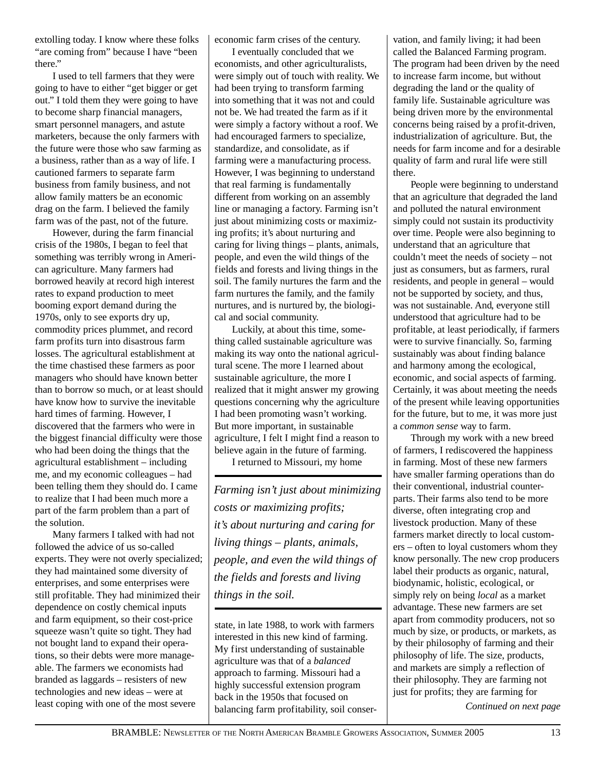extolling today. I know where these folks "are coming from" because I have "been there."

I used to tell farmers that they were going to have to either "get bigger or get out." I told them they were going to have to become sharp financial managers, smart personnel managers, and astute marketers, because the only farmers with the future were those who saw farming as a business, rather than as a way of life. I cautioned farmers to separate farm business from family business, and not allow family matters be an economic drag on the farm. I believed the family farm was of the past, not of the future.

However, during the farm financial crisis of the 1980s, I began to feel that something was terribly wrong in American agriculture. Many farmers had borrowed heavily at record high interest rates to expand production to meet booming export demand during the 1970s, only to see exports dry up, commodity prices plummet, and record farm profits turn into disastrous farm losses. The agricultural establishment at the time chastised these farmers as poor managers who should have known better than to borrow so much, or at least should have know how to survive the inevitable hard times of farming. However, I discovered that the farmers who were in the biggest financial difficulty were those who had been doing the things that the agricultural establishment – including me, and my economic colleagues – had been telling them they should do. I came to realize that I had been much more a part of the farm problem than a part of the solution.

Many farmers I talked with had not followed the advice of us so-called experts. They were not overly specialized; they had maintained some diversity of enterprises, and some enterprises were still profitable. They had minimized their dependence on costly chemical inputs and farm equipment, so their cost-price squeeze wasn't quite so tight. They had not bought land to expand their operations, so their debts were more manageable. The farmers we economists had branded as laggards – resisters of new technologies and new ideas – were at least coping with one of the most severe economic farm crises of the century.

I eventually concluded that we economists, and other agriculturalists, were simply out of touch with reality. We had been trying to transform farming into something that it was not and could not be. We had treated the farm as if it were simply a factory without a roof. We had encouraged farmers to specialize, standardize, and consolidate, as if farming were a manufacturing process. However, I was beginning to understand that real farming is fundamentally different from working on an assembly line or managing a factory. Farming isn't just about minimizing costs or maximizing profits; it's about nurturing and caring for living things – plants, animals, people, and even the wild things of the fields and forests and living things in the soil. The family nurtures the farm and the farm nurtures the family, and the family nurtures, and is nurtured by, the biological and social community.

Luckily, at about this time, something called sustainable agriculture was making its way onto the national agricultural scene. The more I learned about sustainable agriculture, the more I realized that it might answer my growing questions concerning why the agriculture I had been promoting wasn't working. But more important, in sustainable agriculture, I felt I might find a reason to believe again in the future of farming.

I returned to Missouri, my home state, in late 1988, to work with farmers interested in this new kind of farming. My first understanding of sustainable agriculture was that of a *balanced* approach to farming. Missouri had a highly successful extension program back in the 1950s that focused on balancing farm profitability, soil conservation, and family living; it had been called the Balanced Farming program. The program had been driven by the need to increase farm income, but without degrading the land or the quality of family life. Sustainable agriculture was being driven more by the environmental concerns being raised by a profit-driven, industrialization of agriculture. But, the needs for farm income and for a desirable quality of farm and rural life were still there.

*Farming isn't just about minimizing costs or maximizing profits; it's about nurturing and caring for living things – plants, animals, people, and even the wild things of the fields and forests and living things in the soil.*

People were beginning to understand that an agriculture that degraded the land and polluted the natural environment simply could not sustain its productivity over time. People were also beginning to understand that an agriculture that couldn't meet the needs of society – not just as consumers, but as farmers, rural residents, and people in general – would not be supported by society, and thus, was not sustainable. And, everyone still understood that agriculture had to be profitable, at least periodically, if farmers were to survive financially. So, farming sustainably was about finding balance and harmony among the ecological, economic, and social aspects of farming. Certainly, it was about meeting the needs of the present while leaving opportunities for the future, but to me, it was more just a *common sense* way to farm.

Through my work with a new breed of farmers, I rediscovered the happiness in farming. Most of these new farmers have smaller farming operations than do their conventional, industrial counterparts. Their farms also tend to be more diverse, often integrating crop and livestock production. Many of these farmers market directly to local customers – often to loyal customers whom they know personally. The new crop producers label their products as organic, natural, biodynamic, holistic, ecological, or simply rely on being *local* as a market advantage. These new farmers are set apart from commodity producers, not so much by size, or products, or markets, as by their philosophy of farming and their philosophy of life. The size, products, and markets are simply a reflection of their philosophy. They are farming not just for profits; they are farming for

*Continued on next page*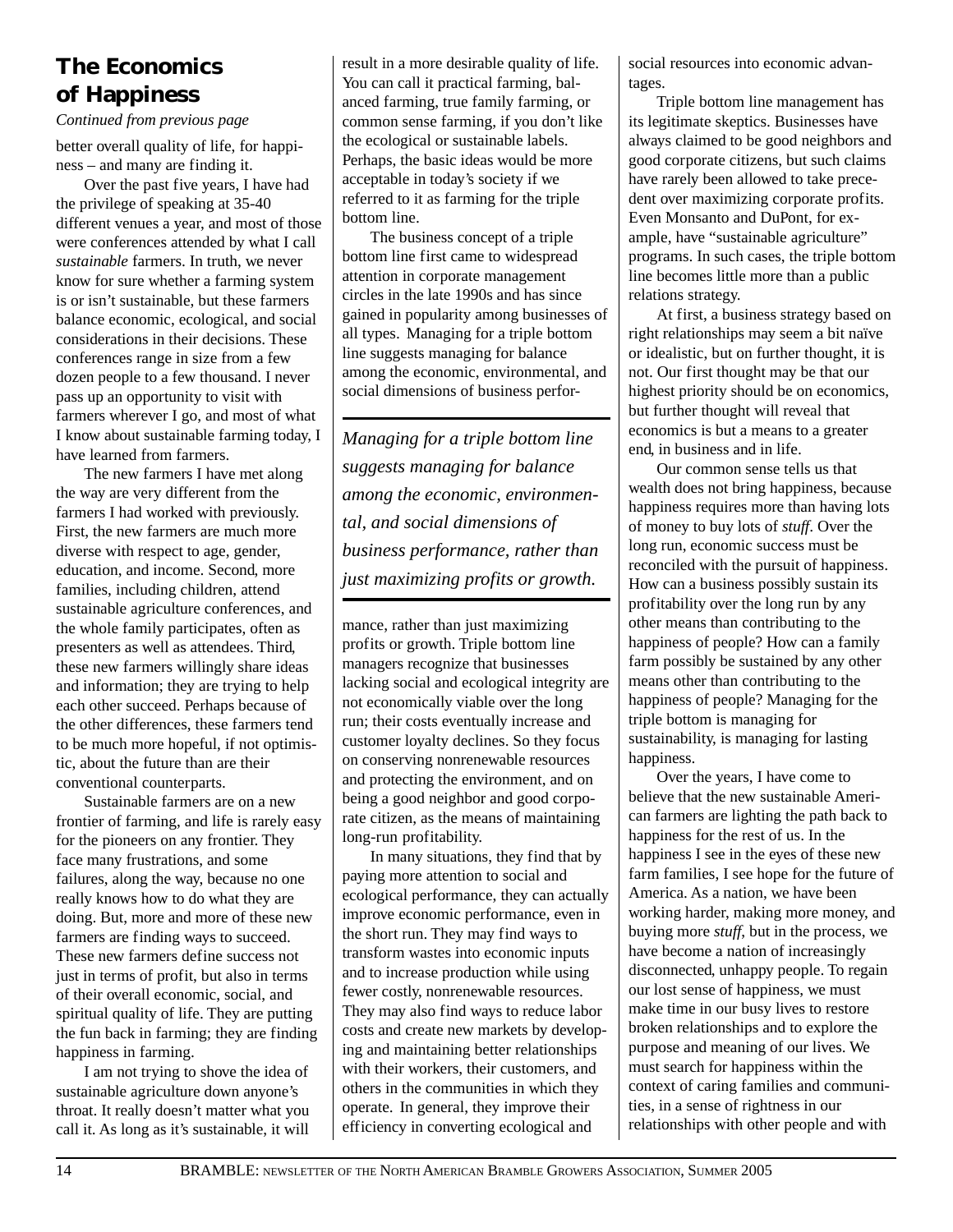## The Economics of Happiness

*Continued from previous page*

better overall quality of life, for happiness – and many are finding it.

Over the past five years, I have had the privilege of speaking at 35-40 different venues a year, and most of those were conferences attended by what I call *sustainable* farmers. In truth, we never know for sure whether a farming system is or isn't sustainable, but these farmers balance economic, ecological, and social considerations in their decisions. These conferences range in size from a few dozen people to a few thousand. I never pass up an opportunity to visit with farmers wherever I go, and most of what I know about sustainable farming today, I have learned from farmers.

The new farmers I have met along the way are very different from the farmers I had worked with previously. First, the new farmers are much more diverse with respect to age, gender, education, and income. Second, more families, including children, attend sustainable agriculture conferences, and the whole family participates, often as presenters as well as attendees. Third, these new farmers willingly share ideas and information; they are trying to help each other succeed. Perhaps because of the other differences, these farmers tend to be much more hopeful, if not optimistic, about the future than are their conventional counterparts.

Sustainable farmers are on a new frontier of farming, and life is rarely easy for the pioneers on any frontier. They face many frustrations, and some failures, along the way, because no one really knows how to do what they are doing. But, more and more of these new farmers are finding ways to succeed. These new farmers define success not just in terms of profit, but also in terms of their overall economic, social, and spiritual quality of life. They are putting the fun back in farming; they are finding happiness in farming.

I am not trying to shove the idea of sustainable agriculture down anyone's throat. It really doesn't matter what you call it. As long as it's sustainable, it will result in a more desirable quality of life. You can call it practical farming, balanced farming, true family farming, or common sense farming, if you don't like the ecological or sustainable labels. Perhaps, the basic ideas would be more acceptable in today's society if we referred to it as farming for the triple bottom line.

The business concept of a triple bottom line first came to widespread attention in corporate management circles in the late 1990s and has since gained in popularity among businesses of all types. Managing for a triple bottom line suggests managing for balance among the economic, environmental, and social dimensions of business performance, rather than just maximizing profits or growth. Triple bottom line managers recognize that businesses lacking social and ecological integrity are not economically viable over the long run; their costs eventually increase and customer loyalty declines. So they focus on conserving nonrenewable resources and protecting the environment, and on being a good neighbor and good corporate citizen, as the means of maintaining long-run profitability.

*Managing for a triple bottom line suggests managing for balance among the economic, environmental, and social dimensions of business performance, rather than just maximizing profits or growth.*

In many situations, they find that by paying more attention to social and ecological performance, they can actually improve economic performance, even in the short run. They may find ways to transform wastes into economic inputs and to increase production while using fewer costly, nonrenewable resources. They may also find ways to reduce labor costs and create new markets by developing and maintaining better relationships with their workers, their customers, and others in the communities in which they operate. In general, they improve their efficiency in converting ecological and social resources into economic advantages.

Triple bottom line management has its legitimate skeptics. Businesses have always claimed to be good neighbors and good corporate citizens, but such claims have rarely been allowed to take precedent over maximizing corporate profits. Even Monsanto and DuPont, for example, have "sustainable agriculture" programs. In such cases, the triple bottom line becomes little more than a public relations strategy.

At first, a business strategy based on right relationships may seem a bit naïve or idealistic, but on further thought, it is not. Our first thought may be that our highest priority should be on economics, but further thought will reveal that economics is but a means to a greater end, in business and in life.

Our common sense tells us that wealth does not bring happiness, because happiness requires more than having lots of money to buy lots of *stuff*. Over the long run, economic success must be reconciled with the pursuit of happiness. How can a business possibly sustain its profitability over the long run by any other means than contributing to the happiness of people? How can a family farm possibly be sustained by any other means other than contributing to the happiness of people? Managing for the triple bottom is managing for sustainability, is managing for lasting happiness.

Over the years, I have come to believe that the new sustainable American farmers are lighting the path back to happiness for the rest of us. In the happiness I see in the eyes of these new farm families, I see hope for the future of America. As a nation, we have been working harder, making more money, and buying more *stuff*, but in the process, we have become a nation of increasingly disconnected, unhappy people. To regain our lost sense of happiness, we must make time in our busy lives to restore broken relationships and to explore the purpose and meaning of our lives. We must search for happiness within the context of caring families and communities, in a sense of rightness in our relationships with other people and with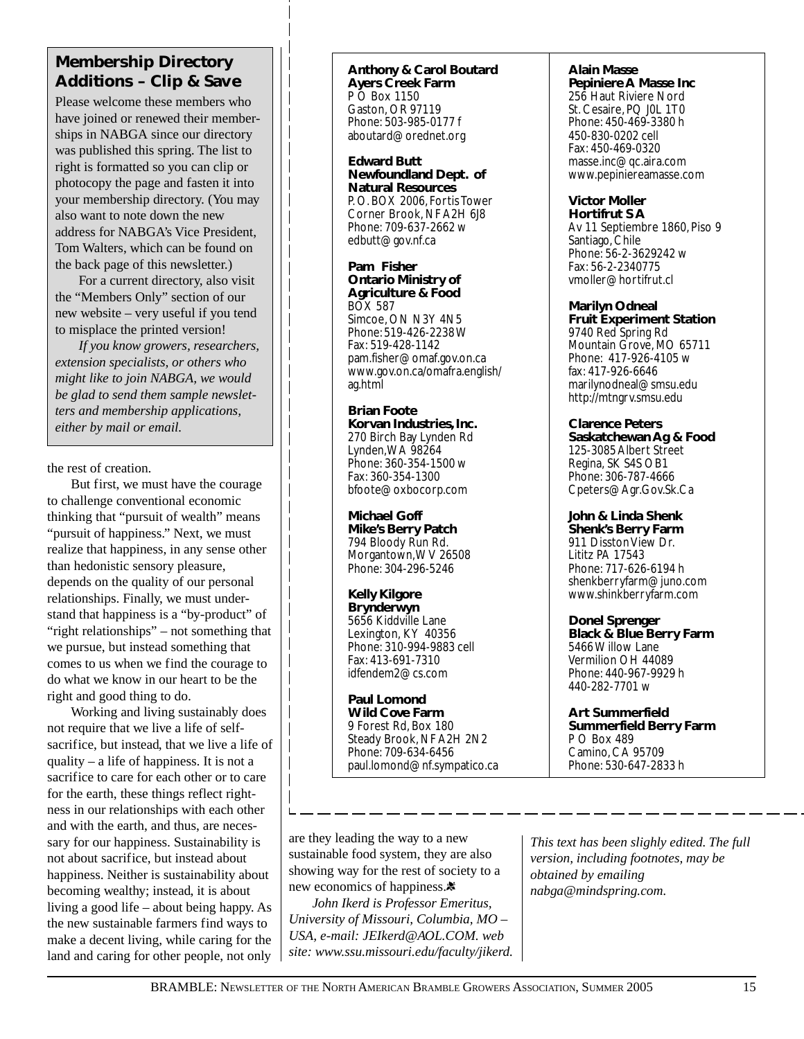## Membership Directory Additions – Clip & Save

Please welcome these members who have joined or renewed their memberships in NABGA since our directory was published this spring. The list to right is formatted so you can clip or photocopy the page and fasten it into your membership directory. (You may also want to note down the new address for NABGA's Vice President, Tom Walters, which can be found on the back page of this newsletter.)

For a current directory, also visit the "Members Only" section of our new website – very useful if you tend to misplace the printed version!

*If you know growers, researchers, extension specialists, or others who might like to join NABGA, we would be glad to send them sample newsletters and membership applications, either by mail or email.*

**Anthony & Carol Boutard**
**Ayers Creek Farm**
P O Box 1150
Gaston, OR 97119
Phone: 503-985-0177 f
aboutard@orednet.org

**Edward Butt**
**Newfoundland Dept. of Natural Resources**
P.O. BOX 2006, Fortis Tower
Corner Brook, NF A2H 6J8
Phone: 709-637-2662 w
edbutt@gov.nf.ca

**Pam Fisher**
**Ontario Ministry of Agriculture & Food**
BOX 587
Simcoe, ON N3Y 4N5
Phone: 519-426-2238 W
Fax: 519-428-1142
pam.fisher@omaf.gov.on.ca
www.gov.on.ca/omafra.english/ag.html

**Brian Foote**
**Korvan Industries, Inc.**
270 Birch Bay Lynden Rd
Lynden,WA 98264
Phone: 360-354-1500 w
Fax: 360-354-1300
bfoote@oxbocorp.com

**Michael Goff**
**Mike's Berry Patch**
794 Bloody Run Rd.
Morgantown,WV 26508
Phone: 304-296-5246

**Kelly Kilgore**
**Brynderwyn**
5656 Kiddville Lane
Lexington, KY 40356
Phone: 310-994-9883 cell
Fax: 413-691-7310
idfendem2@cs.com

**Paul Lomond**
**Wild Cove Farm**
9 Forest Rd, Box 180
Steady Brook, NF A2H 2N2
Phone: 709-634-6456
paul.lomond@nf.sympatico.ca

**Alain Masse**
**Pepiniere A Masse Inc**
256 Haut Riviere Nord
St. Cesaire, PQ J0L 1T0
Phone: 450-469-3380 h
450-830-0202 cell
Fax: 450-469-0320
masse.inc@qc.aira.com
www.pepiniereamasse.com

**Victor Moller**
**Hortifrut SA**
Av 11 Septiembre 1860, Piso 9
Santiago, Chile
Phone: 56-2-3629242 w
Fax: 56-2-2340775
vmoller@hortifrut.cl

**Marilyn Odneal**
**Fruit Experiment Station**
9740 Red Spring Rd
Mountain Grove, MO 65711
Phone: 417-926-4105 w
fax: 417-926-6646
marilynodneal@smsu.edu
http://mtngrv.smsu.edu

**Clarence Peters**
**Saskatchewan Ag & Food**
125-3085 Albert Street
Regina, SK S4S OB1
Phone: 306-787-4666
Cpeters@Agr.Gov.Sk.Ca

**John & Linda Shenk**
**Shenk's Berry Farm**
911 Disston View Dr.
Lititz PA 17543
Phone: 717-626-6194 h
shenkberryfarm@juno.com
www.shinkberryfarm.com

**Donel Sprenger**
**Black & Blue Berry Farm**
5466 Willow Lane
Vermilion OH 44089
Phone: 440-967-9929 h
440-282-7701 w

**Art Summerfield**
**Summerfield Berry Farm**
P O Box 489
Camino, CA 95709
Phone: 530-647-2833 h

---

the rest of creation.

But first, we must have the courage to challenge conventional economic thinking that "pursuit of wealth" means "pursuit of happiness." Next, we must realize that happiness, in any sense other than hedonistic sensory pleasure, depends on the quality of our personal relationships. Finally, we must understand that happiness is a "by-product" of "right relationships" – not something that we pursue, but instead something that comes to us when we find the courage to do what we know in our heart to be the right and good thing to do.

Working and living sustainably does not require that we live a life of self-sacrifice, but instead, that we live a life of quality – a life of happiness. It is not a sacrifice to care for each other or to care for the earth, these things reflect rightness in our relationships with each other and with the earth, and thus, are necessary for our happiness. Sustainability is not about sacrifice, but instead about happiness. Neither is sustainability about becoming wealthy; instead, it is about living a good life – about being happy. As the new sustainable farmers find ways to make a decent living, while caring for the land and caring for other people, not only are they leading the way to a new sustainable food system, they are also showing way for the rest of society to a new economics of happiness.

*John Ikerd is Professor Emeritus, University of Missouri, Columbia, MO – USA, e-mail: JEIkerd@AOL.COM. web site: www.ssu.missouri.edu/faculty/jikerd.*

*This text has been slighly edited. The full version, including footnotes, may be obtained by emailing nabga@mindspring.com.*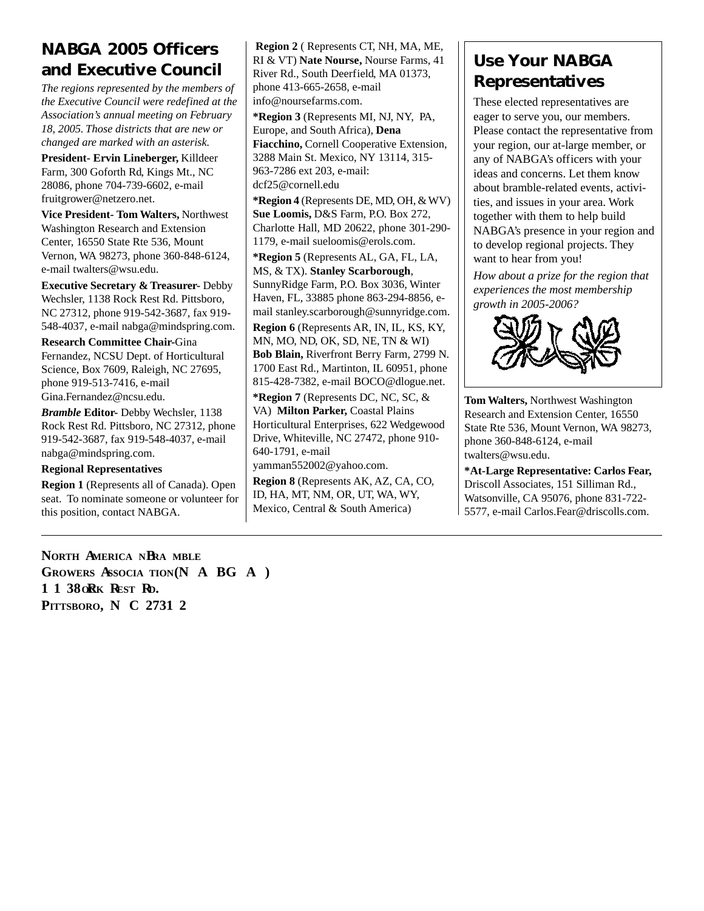## NABGA 2005 Officers and Executive Council

*The regions represented by the members of the Executive Council were redefined at the Association's annual meeting on February 18, 2005. Those districts that are new or changed are marked with an asterisk.*

**President- Ervin Lineberger,** Killdeer Farm, 300 Goforth Rd, Kings Mt., NC 28086, phone 704-739-6602, e-mail fruitgrower@netzero.net.

**Vice President- Tom Walters,** Northwest Washington Research and Extension Center, 16550 State Rte 536, Mount Vernon, WA 98273, phone 360-848-6124, e-mail twalters@wsu.edu.

**Executive Secretary & Treasurer-** Debby Wechsler, 1138 Rock Rest Rd. Pittsboro, NC 27312, phone 919-542-3687, fax 919-548-4037, e-mail nabga@mindspring.com.

**Research Committee Chair-**Gina Fernandez, NCSU Dept. of Horticultural Science, Box 7609, Raleigh, NC 27695, phone 919-513-7416, e-mail Gina.Fernandez@ncsu.edu.

***Bramble* Editor-** Debby Wechsler, 1138 Rock Rest Rd. Pittsboro, NC 27312, phone 919-542-3687, fax 919-548-4037, e-mail nabga@mindspring.com.

**Regional Representatives**

**Region 1** (Represents all of Canada). Open seat. To nominate someone or volunteer for this position, contact NABGA.

**Region 2** ( Represents CT, NH, MA, ME, RI & VT) **Nate Nourse,** Nourse Farms, 41 River Rd., South Deerfield, MA 01373, phone 413-665-2658, e-mail info@noursefarms.com.

***Region 3** (Represents MI, NJ, NY, PA, Europe, and South Africa), **Dena Fiacchino,** Cornell Cooperative Extension, 3288 Main St. Mexico, NY 13114, 315-963-7286 ext 203, e-mail: dcf25@cornell.edu

***Region 4** (Represents DE, MD, OH, & WV) **Sue Loomis,** D&S Farm, P.O. Box 272, Charlotte Hall, MD 20622, phone 301-290-1179, e-mail sueloomis@erols.com.

***Region 5** (Represents AL, GA, FL, LA, MS, & TX). **Stanley Scarborough**, SunnyRidge Farm, P.O. Box 3036, Winter Haven, FL, 33885 phone 863-294-8856, e-mail stanley.scarborough@sunnyridge.com.

**Region 6** (Represents AR, IN, IL, KS, KY, MN, MO, ND, OK, SD, NE, TN & WI) **Bob Blain,** Riverfront Berry Farm, 2799 N. 1700 East Rd., Martinton, IL 60951, phone 815-428-7382, e-mail BOCO@dlogue.net.

***Region 7** (Represents DC, NC, SC, & VA) **Milton Parker,** Coastal Plains Horticultural Enterprises, 622 Wedgewood Drive, Whiteville, NC 27472, phone 910-640-1791, e-mail yamman552002@yahoo.com.

**Region 8** (Represents AK, AZ, CA, CO, ID, HA, MT, NM, OR, UT, WA, WY, Mexico, Central & South America) **Tom Walters,** Northwest Washington Research and Extension Center, 16550 State Rte 536, Mount Vernon, WA 98273, phone 360-848-6124, e-mail twalters@wsu.edu.

***At-Large Representative: Carlos Fear,** Driscoll Associates, 151 Silliman Rd., Watsonville, CA 95076, phone 831-722-5577, e-mail Carlos.Fear@driscolls.com.

## Use Your NABGA Representatives

These elected representatives are eager to serve you, our members. Please contact the representative from your region, our at-large member, or any of NABGA's officers with your ideas and concerns. Let them know about bramble-related events, activities, and issues in your area. Work together with them to help build NABGA's presence in your region and to develop regional projects. They want to hear from you!

*How about a prize for the region that experiences the most membership growth in 2005-2006?*

**NORTH AMERICAN BRAMBLE GROWERS ASSOCIATION (NABGA)**
**1138 ROCK REST RD.**
**PITTSBORO, NC 27312**